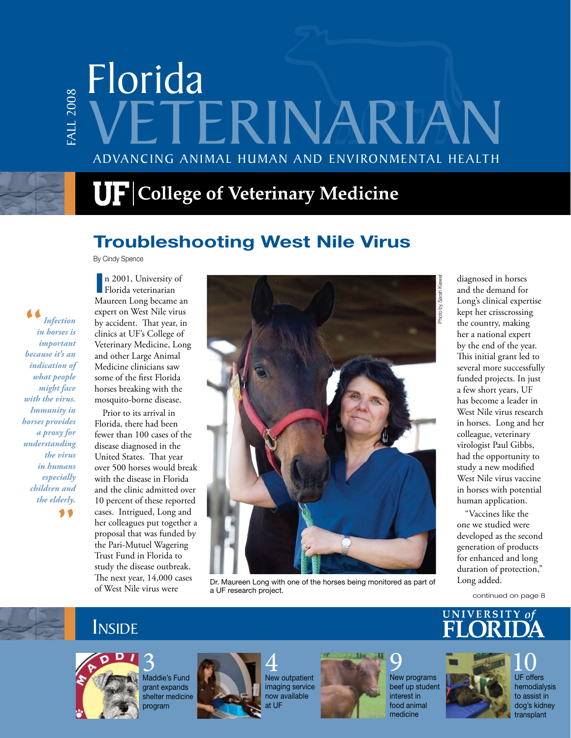FALL 2008

# Florida VETERINARIAN

ADVANCING ANIMAL HUMAN AND ENVIRONMENTAL HEALTH

UF | College of Veterinary Medicine

## Troubleshooting West Nile Virus

By Cindy Spence

> *"Infection in horses is important because it's an indication of what people might face with the virus. Immunity in horses provides a proxy for understanding the virus in humans especially children and the elderly."*

In 2001, University of Florida veterinarian Maureen Long became an expert on West Nile virus by accident. That year, in clinics at UF's College of Veterinary Medicine, Long and other Large Animal Medicine clinicians saw some of the first Florida horses breaking with the mosquito-borne disease.

Prior to its arrival in Florida, there had been fewer than 100 cases of the disease diagnosed in the United States. That year over 500 horses would break with the disease in Florida and the clinic admitted over 10 percent of these reported cases. Intrigued, Long and her colleagues put together a proposal that was funded by the Pari-Mutuel Wagering Trust Fund in Florida to study the disease outbreak. The next year, 14,000 cases of West Nile virus were diagnosed in horses and the demand for Long's clinical expertise kept her crisscrossing the country, making her a national expert by the end of the year. This initial grant led to several more successfully funded projects. In just a few short years, UF has become a leader in West Nile virus research in horses. Long and her colleague, veterinary virologist Paul Gibbs, had the opportunity to study a new modified West Nile virus vaccine in horses with potential human application.

"Vaccines like the one we studied were developed as the second generation of products for enhanced and long duration of protection," Long added.

continued on page 8

Photo by Sarah Kiewel

Dr. Maureen Long with one of the horses being monitored as part of a UF research project.

## INSIDE

UNIVERSITY of FLORIDA

**3** Maddie's Fund grant expands shelter medicine program

**4** New outpatient imaging service now available at UF

**9** New programs beef up student interest in food animal medicine

**10** UF offers hemodialysis to assist in dog's kidney transplant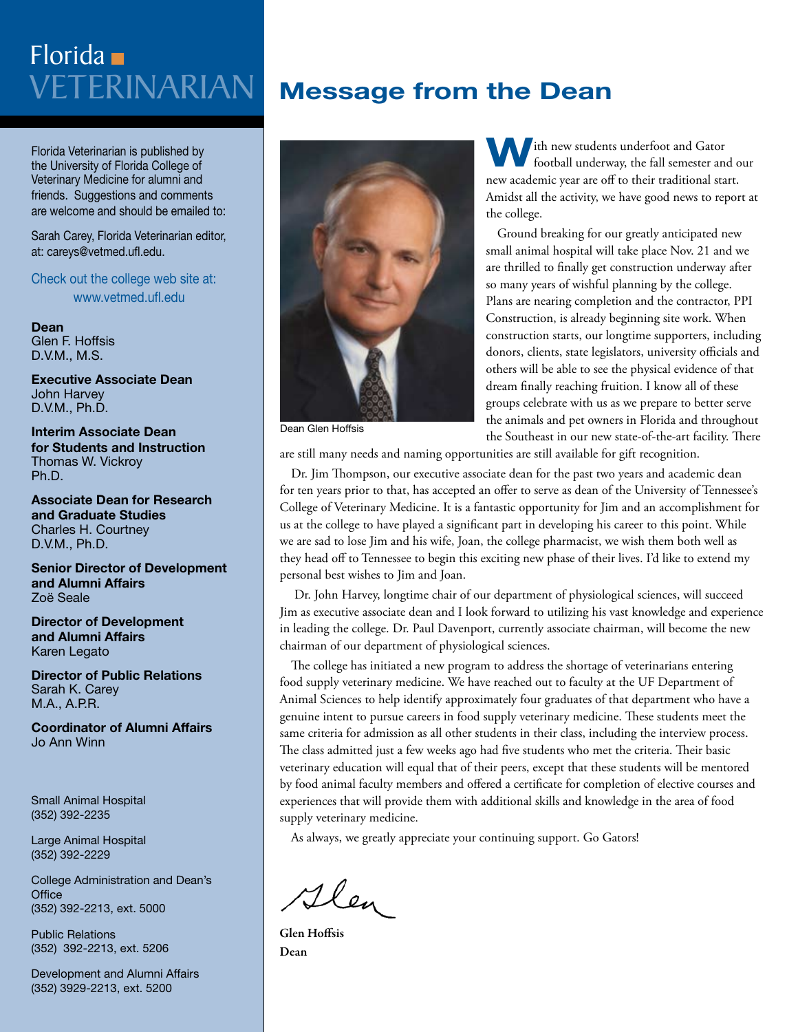# Florida VETERINARIAN

Florida Veterinarian is published by the University of Florida College of Veterinary Medicine for alumni and friends. Suggestions and comments are welcome and should be emailed to:

Sarah Carey, Florida Veterinarian editor, at: careys@vetmed.ufl.edu.

Check out the college web site at: www.vetmed.ufl.edu

**Dean**
Glen F. Hoffsis
D.V.M., M.S.

**Executive Associate Dean**
John Harvey
D.V.M., Ph.D.

**Interim Associate Dean for Students and Instruction**
Thomas W. Vickroy
Ph.D.

**Associate Dean for Research and Graduate Studies**
Charles H. Courtney
D.V.M., Ph.D.

**Senior Director of Development and Alumni Affairs**
Zoë Seale

**Director of Development and Alumni Affairs**
Karen Legato

**Director of Public Relations**
Sarah K. Carey
M.A., A.P.R.

**Coordinator of Alumni Affairs**
Jo Ann Winn

Small Animal Hospital
(352) 392-2235

Large Animal Hospital
(352) 392-2229

College Administration and Dean's Office
(352) 392-2213, ext. 5000

Public Relations
(352) 392-2213, ext. 5206

Development and Alumni Affairs
(352) 3929-2213, ext. 5200

# Message from the Dean

Dean Glen Hoffsis

With new students underfoot and Gator football underway, the fall semester and our new academic year are off to their traditional start. Amidst all the activity, we have good news to report at the college.

Ground breaking for our greatly anticipated new small animal hospital will take place Nov. 21 and we are thrilled to finally get construction underway after so many years of wishful planning by the college. Plans are nearing completion and the contractor, PPI Construction, is already beginning site work. When construction starts, our longtime supporters, including donors, clients, state legislators, university officials and others will be able to see the physical evidence of that dream finally reaching fruition. I know all of these groups celebrate with us as we prepare to better serve the animals and pet owners in Florida and throughout the Southeast in our new state-of-the-art facility. There are still many needs and naming opportunities are still available for gift recognition.

Dr. Jim Thompson, our executive associate dean for the past two years and academic dean for ten years prior to that, has accepted an offer to serve as dean of the University of Tennessee's College of Veterinary Medicine. It is a fantastic opportunity for Jim and an accomplishment for us at the college to have played a significant part in developing his career to this point. While we are sad to lose Jim and his wife, Joan, the college pharmacist, we wish them both well as they head off to Tennessee to begin this exciting new phase of their lives. I'd like to extend my personal best wishes to Jim and Joan.

Dr. John Harvey, longtime chair of our department of physiological sciences, will succeed Jim as executive associate dean and I look forward to utilizing his vast knowledge and experience in leading the college. Dr. Paul Davenport, currently associate chairman, will become the new chairman of our department of physiological sciences.

The college has initiated a new program to address the shortage of veterinarians entering food supply veterinary medicine. We have reached out to faculty at the UF Department of Animal Sciences to help identify approximately four graduates of that department who have a genuine intent to pursue careers in food supply veterinary medicine. These students meet the same criteria for admission as all other students in their class, including the interview process. The class admitted just a few weeks ago had five students who met the criteria. Their basic veterinary education will equal that of their peers, except that these students will be mentored by food animal faculty members and offered a certificate for completion of elective courses and experiences that will provide them with additional skills and knowledge in the area of food supply veterinary medicine.

As always, we greatly appreciate your continuing support. Go Gators!

Glen

**Glen Hoffsis**
**Dean**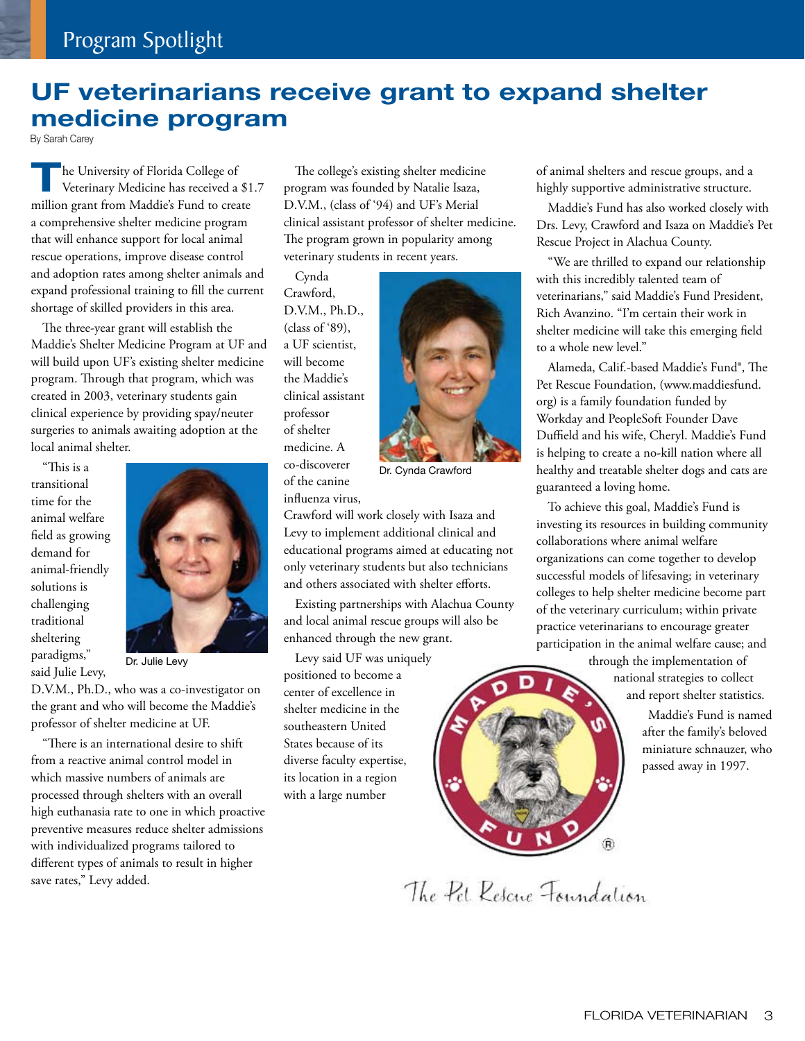Program Spotlight

# UF veterinarians receive grant to expand shelter medicine program

By Sarah Carey

The University of Florida College of Veterinary Medicine has received a $1.7 million grant from Maddie's Fund to create a comprehensive shelter medicine program that will enhance support for local animal rescue operations, improve disease control and adoption rates among shelter animals and expand professional training to fill the current shortage of skilled providers in this area.

The three-year grant will establish the Maddie's Shelter Medicine Program at UF and will build upon UF's existing shelter medicine program. Through that program, which was created in 2003, veterinary students gain clinical experience by providing spay/neuter surgeries to animals awaiting adoption at the local animal shelter.

"This is a transitional time for the animal welfare field as growing demand for animal-friendly solutions is challenging traditional sheltering paradigms," said Julie Levy, D.V.M., Ph.D., who was a co-investigator on the grant and who will become the Maddie's professor of shelter medicine at UF.

Dr. Julie Levy

"There is an international desire to shift from a reactive animal control model in which massive numbers of animals are processed through shelters with an overall high euthanasia rate to one in which proactive preventive measures reduce shelter admissions with individualized programs tailored to different types of animals to result in higher save rates," Levy added.

The college's existing shelter medicine program was founded by Natalie Isaza, D.V.M., (class of '94) and UF's Merial clinical assistant professor of shelter medicine. The program grown in popularity among veterinary students in recent years.

Cynda Crawford, D.V.M., Ph.D., (class of '89), a UF scientist, will become the Maddie's clinical assistant professor of shelter medicine. A co-discoverer of the canine influenza virus, Crawford will work closely with Isaza and Levy to implement additional clinical and educational programs aimed at educating not only veterinary students but also technicians and others associated with shelter efforts.

Dr. Cynda Crawford

Existing partnerships with Alachua County and local animal rescue groups will also be enhanced through the new grant.

Levy said UF was uniquely positioned to become a center of excellence in shelter medicine in the southeastern United States because of its diverse faculty expertise, its location in a region with a large number of animal shelters and rescue groups, and a highly supportive administrative structure.

Maddie's Fund has also worked closely with Drs. Levy, Crawford and Isaza on Maddie's Pet Rescue Project in Alachua County.

"We are thrilled to expand our relationship with this incredibly talented team of veterinarians," said Maddie's Fund President, Rich Avanzino. "I'm certain their work in shelter medicine will take this emerging field to a whole new level."

Alameda, Calif.-based Maddie's Fund®, The Pet Rescue Foundation, (www.maddiesfund.org) is a family foundation funded by Workday and PeopleSoft Founder Dave Duffield and his wife, Cheryl. Maddie's Fund is helping to create a no-kill nation where all healthy and treatable shelter dogs and cats are guaranteed a loving home.

To achieve this goal, Maddie's Fund is investing its resources in building community collaborations where animal welfare organizations can come together to develop successful models of lifesaving; in veterinary colleges to help shelter medicine become part of the veterinary curriculum; within private practice veterinarians to encourage greater participation in the animal welfare cause; and through the implementation of national strategies to collect and report shelter statistics.

Maddie's Fund is named after the family's beloved miniature schnauzer, who passed away in 1997.

MADDIE'S FUND®

The Pet Rescue Foundation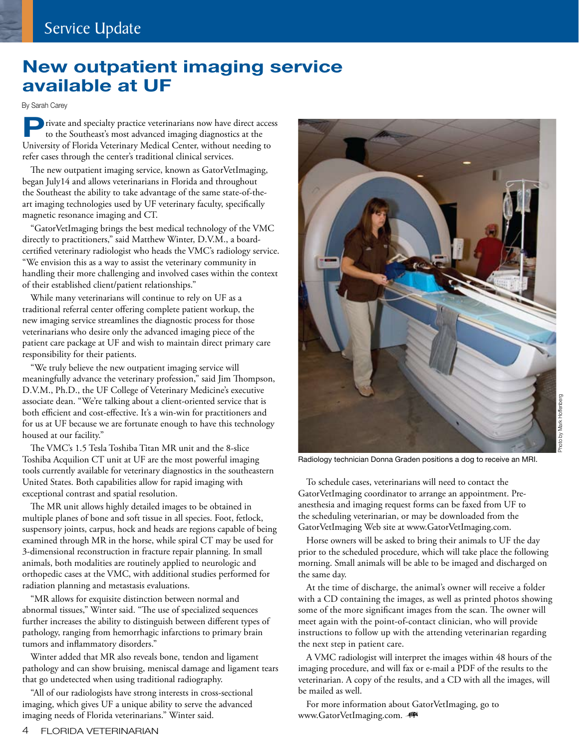# New outpatient imaging service available at UF

By Sarah Carey

Private and specialty practice veterinarians now have direct access to the Southeast's most advanced imaging diagnostics at the University of Florida Veterinary Medical Center, without needing to refer cases through the center's traditional clinical services.

The new outpatient imaging service, known as GatorVetImaging, began July14 and allows veterinarians in Florida and throughout the Southeast the ability to take advantage of the same state-of-the-art imaging technologies used by UF veterinary faculty, specifically magnetic resonance imaging and CT.

"GatorVetImaging brings the best medical technology of the VMC directly to practitioners," said Matthew Winter, D.V.M., a board-certified veterinary radiologist who heads the VMC's radiology service. "We envision this as a way to assist the veterinary community in handling their more challenging and involved cases within the context of their established client/patient relationships."

While many veterinarians will continue to rely on UF as a traditional referral center offering complete patient workup, the new imaging service streamlines the diagnostic process for those veterinarians who desire only the advanced imaging piece of the patient care package at UF and wish to maintain direct primary care responsibility for their patients.

"We truly believe the new outpatient imaging service will meaningfully advance the veterinary profession," said Jim Thompson, D.V.M., Ph.D., the UF College of Veterinary Medicine's executive associate dean. "We're talking about a client-oriented service that is both efficient and cost-effective. It's a win-win for practitioners and for us at UF because we are fortunate enough to have this technology housed at our facility."

The VMC's 1.5 Tesla Toshiba Titan MR unit and the 8-slice Toshiba Acquilion CT unit at UF are the most powerful imaging tools currently available for veterinary diagnostics in the southeastern United States. Both capabilities allow for rapid imaging with exceptional contrast and spatial resolution.

The MR unit allows highly detailed images to be obtained in multiple planes of bone and soft tissue in all species. Foot, fetlock, suspensory joints, carpus, hock and heads are regions capable of being examined through MR in the horse, while spiral CT may be used for 3-dimensional reconstruction in fracture repair planning. In small animals, both modalities are routinely applied to neurologic and orthopedic cases at the VMC, with additional studies performed for radiation planning and metastasis evaluations.

"MR allows for exquisite distinction between normal and abnormal tissues," Winter said. "The use of specialized sequences further increases the ability to distinguish between different types of pathology, ranging from hemorrhagic infarctions to primary brain tumors and inflammatory disorders."

Winter added that MR also reveals bone, tendon and ligament pathology and can show bruising, meniscal damage and ligament tears that go undetected when using traditional radiography.

"All of our radiologists have strong interests in cross-sectional imaging, which gives UF a unique ability to serve the advanced imaging needs of Florida veterinarians." Winter said.

Photo by Mark Hoffenberg

Radiology technician Donna Graden positions a dog to receive an MRI.

To schedule cases, veterinarians will need to contact the GatorVetImaging coordinator to arrange an appointment. Pre-anesthesia and imaging request forms can be faxed from UF to the scheduling veterinarian, or may be downloaded from the GatorVetImaging Web site at www.GatorVetImaging.com.

Horse owners will be asked to bring their animals to UF the day prior to the scheduled procedure, which will take place the following morning. Small animals will be able to be imaged and discharged on the same day.

At the time of discharge, the animal's owner will receive a folder with a CD containing the images, as well as printed photos showing some of the more significant images from the scan. The owner will meet again with the point-of-contact clinician, who will provide instructions to follow up with the attending veterinarian regarding the next step in patient care.

A VMC radiologist will interpret the images within 48 hours of the imaging procedure, and will fax or e-mail a PDF of the results to the veterinarian. A copy of the results, and a CD with all the images, will be mailed as well.

For more information about GatorVetImaging, go to www.GatorVetImaging.com.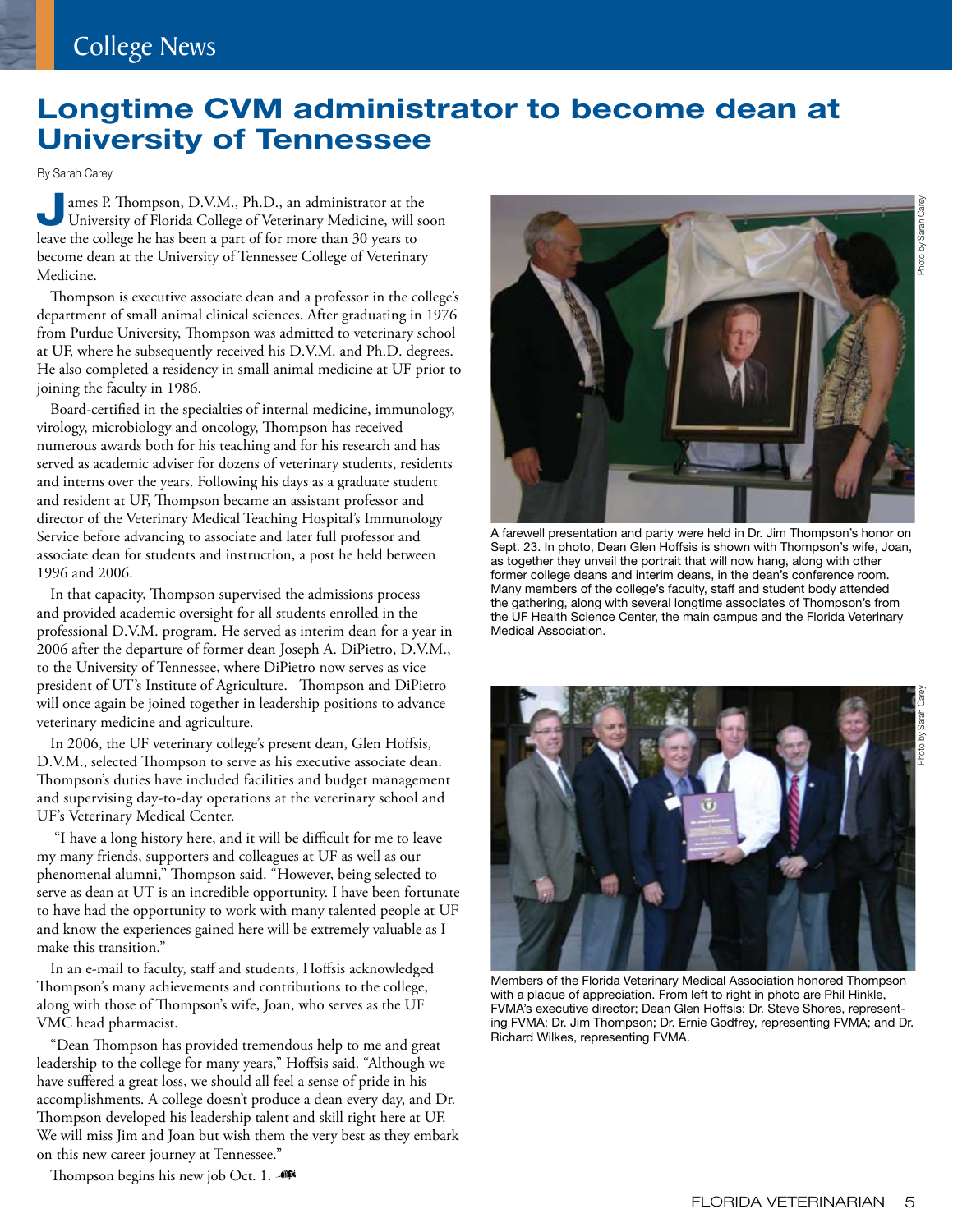# Longtime CVM administrator to become dean at University of Tennessee

By Sarah Carey

James P. Thompson, D.V.M., Ph.D., an administrator at the University of Florida College of Veterinary Medicine, will soon leave the college he has been a part of for more than 30 years to become dean at the University of Tennessee College of Veterinary Medicine.

Thompson is executive associate dean and a professor in the college's department of small animal clinical sciences. After graduating in 1976 from Purdue University, Thompson was admitted to veterinary school at UF, where he subsequently received his D.V.M. and Ph.D. degrees. He also completed a residency in small animal medicine at UF prior to joining the faculty in 1986.

Board-certified in the specialties of internal medicine, immunology, virology, microbiology and oncology, Thompson has received numerous awards both for his teaching and for his research and has served as academic adviser for dozens of veterinary students, residents and interns over the years. Following his days as a graduate student and resident at UF, Thompson became an assistant professor and director of the Veterinary Medical Teaching Hospital's Immunology Service before advancing to associate and later full professor and associate dean for students and instruction, a post he held between 1996 and 2006.

In that capacity, Thompson supervised the admissions process and provided academic oversight for all students enrolled in the professional D.V.M. program. He served as interim dean for a year in 2006 after the departure of former dean Joseph A. DiPietro, D.V.M., to the University of Tennessee, where DiPietro now serves as vice president of UT's Institute of Agriculture. Thompson and DiPietro will once again be joined together in leadership positions to advance veterinary medicine and agriculture.

In 2006, the UF veterinary college's present dean, Glen Hoffsis, D.V.M., selected Thompson to serve as his executive associate dean. Thompson's duties have included facilities and budget management and supervising day-to-day operations at the veterinary school and UF's Veterinary Medical Center.

"I have a long history here, and it will be difficult for me to leave my many friends, supporters and colleagues at UF as well as our phenomenal alumni," Thompson said. "However, being selected to serve as dean at UT is an incredible opportunity. I have been fortunate to have had the opportunity to work with many talented people at UF and know the experiences gained here will be extremely valuable as I make this transition."

In an e-mail to faculty, staff and students, Hoffsis acknowledged Thompson's many achievements and contributions to the college, along with those of Thompson's wife, Joan, who serves as the UF VMC head pharmacist.

"Dean Thompson has provided tremendous help to me and great leadership to the college for many years," Hoffsis said. "Although we have suffered a great loss, we should all feel a sense of pride in his accomplishments. A college doesn't produce a dean every day, and Dr. Thompson developed his leadership talent and skill right here at UF. We will miss Jim and Joan but wish them the very best as they embark on this new career journey at Tennessee."

Thompson begins his new job Oct. 1.

Photo by Sarah Carey

A farewell presentation and party were held in Dr. Jim Thompson's honor on Sept. 23. In photo, Dean Glen Hoffsis is shown with Thompson's wife, Joan, as together they unveil the portrait that will now hang, along with other former college deans and interim deans, in the dean's conference room. Many members of the college's faculty, staff and student body attended the gathering, along with several longtime associates of Thompson's from the UF Health Science Center, the main campus and the Florida Veterinary Medical Association.

Photo by Sarah Carey

Members of the Florida Veterinary Medical Association honored Thompson with a plaque of appreciation. From left to right in photo are Phil Hinkle, FVMA's executive director; Dean Glen Hoffsis; Dr. Steve Shores, representing FVMA; Dr. Jim Thompson; Dr. Ernie Godfrey, representing FVMA; and Dr. Richard Wilkes, representing FVMA.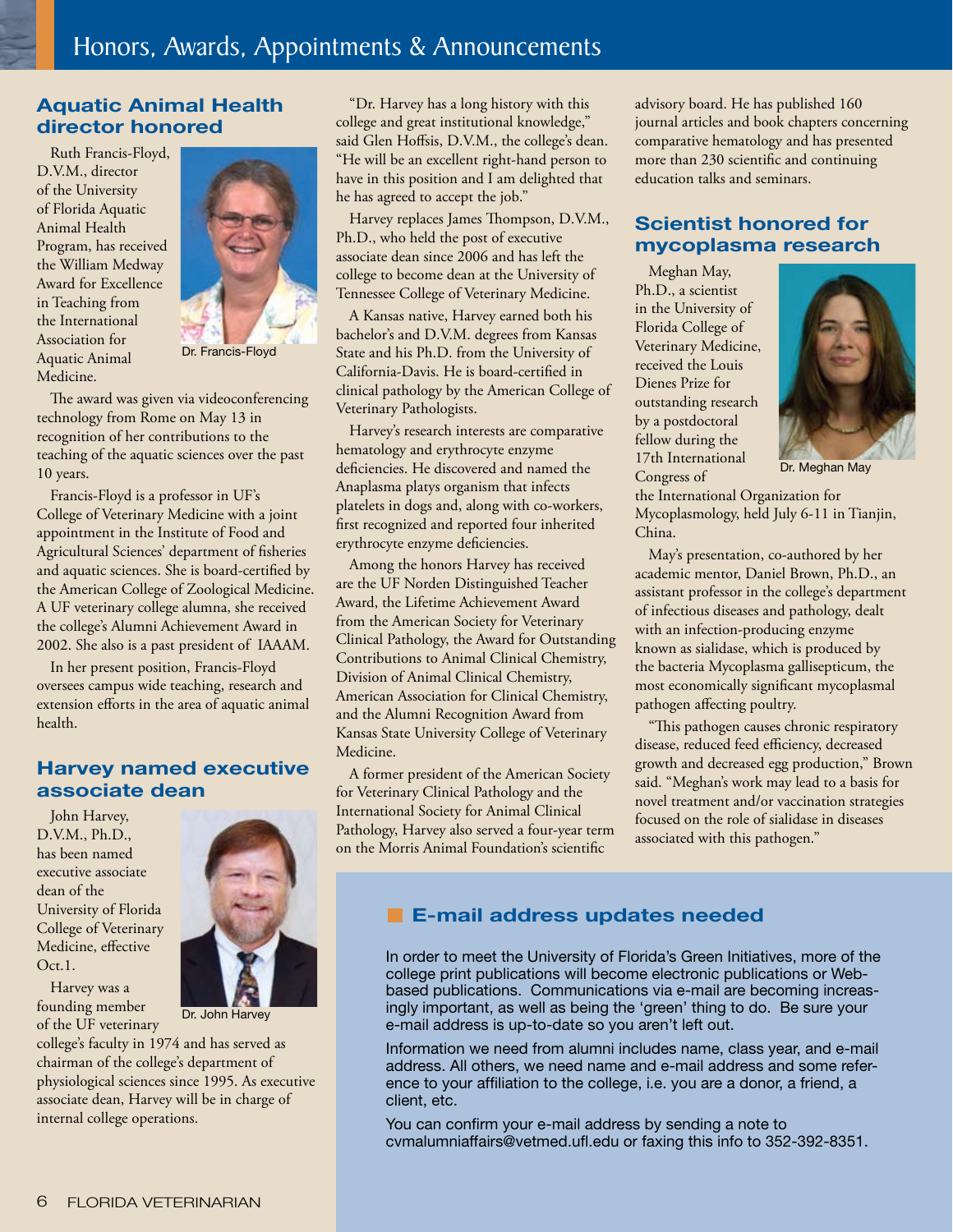# Honors, Awards, Appointments & Announcements

## Aquatic Animal Health director honored

Ruth Francis-Floyd, D.V.M., director of the University of Florida Aquatic Animal Health Program, has received the William Medway Award for Excellence in Teaching from the International Association for Aquatic Animal Medicine.

Dr. Francis-Floyd

The award was given via videoconferencing technology from Rome on May 13 in recognition of her contributions to the teaching of the aquatic sciences over the past 10 years.

Francis-Floyd is a professor in UF's College of Veterinary Medicine with a joint appointment in the Institute of Food and Agricultural Sciences' department of fisheries and aquatic sciences. She is board-certified by the American College of Zoological Medicine. A UF veterinary college alumna, she received the college's Alumni Achievement Award in 2002. She also is a past president of IAAAM.

In her present position, Francis-Floyd oversees campus wide teaching, research and extension efforts in the area of aquatic animal health.

## Harvey named executive associate dean

John Harvey, D.V.M., Ph.D., has been named executive associate dean of the University of Florida College of Veterinary Medicine, effective Oct.1.

Dr. John Harvey

Harvey was a founding member of the UF veterinary college's faculty in 1974 and has served as chairman of the college's department of physiological sciences since 1995. As executive associate dean, Harvey will be in charge of internal college operations.

"Dr. Harvey has a long history with this college and great institutional knowledge," said Glen Hoffsis, D.V.M., the college's dean. "He will be an excellent right-hand person to have in this position and I am delighted that he has agreed to accept the job."

Harvey replaces James Thompson, D.V.M., Ph.D., who held the post of executive associate dean since 2006 and has left the college to become dean at the University of Tennessee College of Veterinary Medicine.

A Kansas native, Harvey earned both his bachelor's and D.V.M. degrees from Kansas State and his Ph.D. from the University of California-Davis. He is board-certified in clinical pathology by the American College of Veterinary Pathologists.

Harvey's research interests are comparative hematology and erythrocyte enzyme deficiencies. He discovered and named the Anaplasma platys organism that infects platelets in dogs and, along with co-workers, first recognized and reported four inherited erythrocyte enzyme deficiencies.

Among the honors Harvey has received are the UF Norden Distinguished Teacher Award, the Lifetime Achievement Award from the American Society for Veterinary Clinical Pathology, the Award for Outstanding Contributions to Animal Clinical Chemistry, Division of Animal Clinical Chemistry, American Association for Clinical Chemistry, and the Alumni Recognition Award from Kansas State University College of Veterinary Medicine.

A former president of the American Society for Veterinary Clinical Pathology and the International Society for Animal Clinical Pathology, Harvey also served a four-year term on the Morris Animal Foundation's scientific advisory board. He has published 160 journal articles and book chapters concerning comparative hematology and has presented more than 230 scientific and continuing education talks and seminars.

## Scientist honored for mycoplasma research

Meghan May, Ph.D., a scientist in the University of Florida College of Veterinary Medicine, received the Louis Dienes Prize for outstanding research by a postdoctoral fellow during the 17th International Congress of the International Organization for Mycoplasmology, held July 6-11 in Tianjin, China.

Dr. Meghan May

May's presentation, co-authored by her academic mentor, Daniel Brown, Ph.D., an assistant professor in the college's department of infectious diseases and pathology, dealt with an infection-producing enzyme known as sialidase, which is produced by the bacteria Mycoplasma gallisepticum, the most economically significant mycoplasmal pathogen affecting poultry.

"This pathogen causes chronic respiratory disease, reduced feed efficiency, decreased growth and decreased egg production," Brown said. "Meghan's work may lead to a basis for novel treatment and/or vaccination strategies focused on the role of sialidase in diseases associated with this pathogen."

## E-mail address updates needed

In order to meet the University of Florida's Green Initiatives, more of the college print publications will become electronic publications or Web-based publications. Communications via e-mail are becoming increasingly important, as well as being the 'green' thing to do. Be sure your e-mail address is up-to-date so you aren't left out.

Information we need from alumni includes name, class year, and e-mail address. All others, we need name and e-mail address and some reference to your affiliation to the college, i.e. you are a donor, a friend, a client, etc.

You can confirm your e-mail address by sending a note to cvmalumniaffairs@vetmed.ufl.edu or faxing this info to 352-392-8351.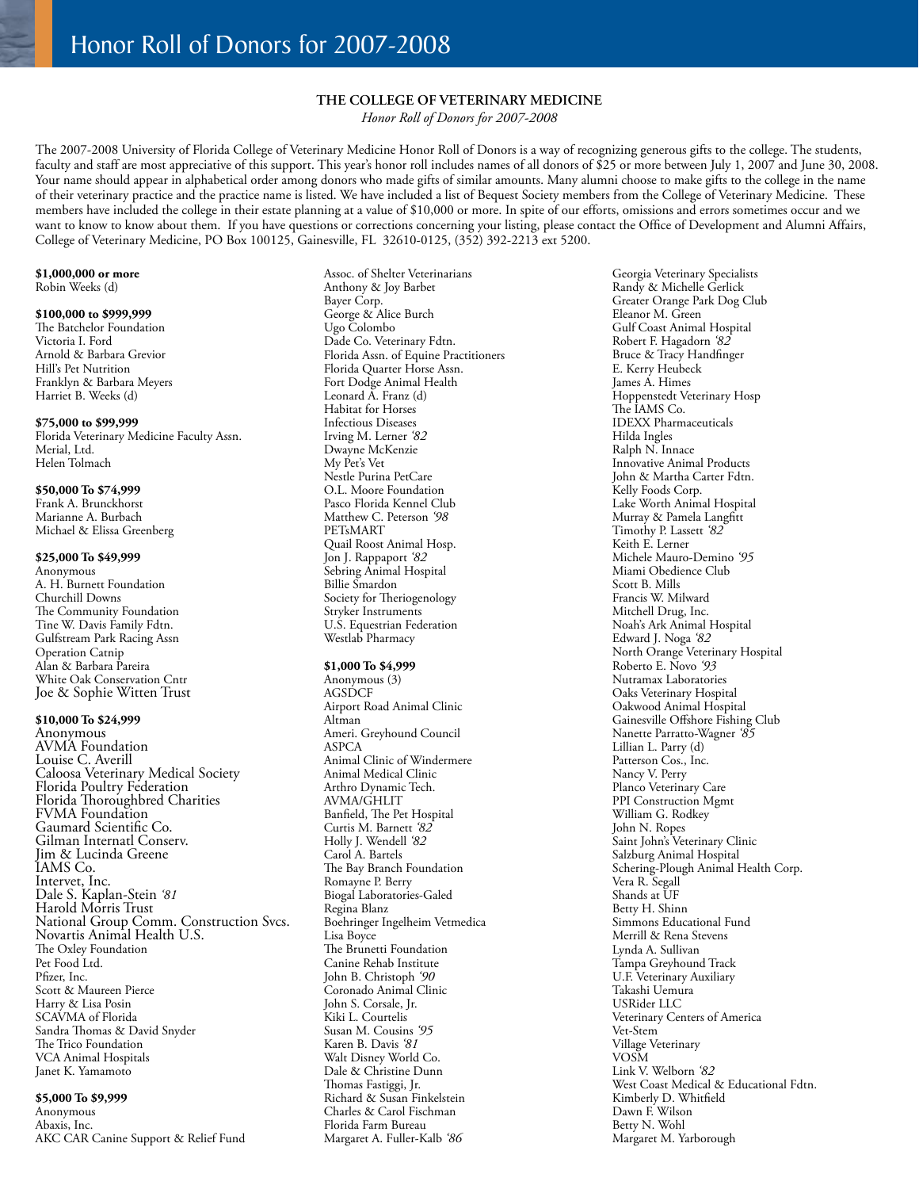# Honor Roll of Donors for 2007-2008

## THE COLLEGE OF VETERINARY MEDICINE

*Honor Roll of Donors for 2007-2008*

The 2007-2008 University of Florida College of Veterinary Medicine Honor Roll of Donors is a way of recognizing generous gifts to the college. The students, faculty and staff are most appreciative of this support. This year's honor roll includes names of all donors of $25 or more between July 1, 2007 and June 30, 2008. Your name should appear in alphabetical order among donors who made gifts of similar amounts. Many alumni choose to make gifts to the college in the name of their veterinary practice and the practice name is listed. We have included a list of Bequest Society members from the College of Veterinary Medicine. These members have included the college in their estate planning at a value of $10,000 or more. In spite of our efforts, omissions and errors sometimes occur and we want to know to know about them. If you have questions or corrections concerning your listing, please contact the Office of Development and Alumni Affairs, College of Veterinary Medicine, PO Box 100125, Gainesville, FL 32610-0125, (352) 392-2213 ext 5200.

**$1,000,000 or more**
Robin Weeks (d)

**$100,000 to $999,999**
The Batchelor Foundation
Victoria I. Ford
Arnold & Barbara Grevior
Hill's Pet Nutrition
Franklyn & Barbara Meyers
Harriet B. Weeks (d)

**$75,000 to $99,999**
Florida Veterinary Medicine Faculty Assn.
Merial, Ltd.
Helen Tolmach

**$50,000 To $74,999**
Frank A. Brunckhorst
Marianne A. Burbach
Michael & Elissa Greenberg

**$25,000 To $49,999**
Anonymous
A. H. Burnett Foundation
Churchill Downs
The Community Foundation
Tine W. Davis Family Fdtn.
Gulfstream Park Racing Assn
Operation Catnip
Alan & Barbara Pareira
White Oak Conservation Cntr
Joe & Sophie Witten Trust

**$10,000 To $24,999**
Anonymous
AVMA Foundation
Louise C. Averill
Caloosa Veterinary Medical Society
Florida Poultry Federation
Florida Thoroughbred Charities
FVMA Foundation
Gaumard Scientific Co.
Gilman Internatl Conserv.
Jim & Lucinda Greene
IAMS Co.
Intervet, Inc.
Dale S. Kaplan-Stein *'81*
Harold Morris Trust
National Group Comm. Construction Svcs.
Novartis Animal Health U.S.
The Oxley Foundation
Pet Food Ltd.
Pfizer, Inc.
Scott & Maureen Pierce
Harry & Lisa Posin
SCAVMA of Florida
Sandra Thomas & David Snyder
The Trico Foundation
VCA Animal Hospitals
Janet K. Yamamoto

**$5,000 To $9,999**
Anonymous
Abaxis, Inc.
AKC CAR Canine Support & Relief Fund
Assoc. of Shelter Veterinarians
Anthony & Joy Barbet
Bayer Corp.
George & Alice Burch
Ugo Colombo
Dade Co. Veterinary Fdtn.
Florida Assn. of Equine Practitioners
Florida Quarter Horse Assn.
Fort Dodge Animal Health
Leonard A. Franz (d)
Habitat for Horses
Infectious Diseases
Irving M. Lerner *'82*
Dwayne McKenzie
My Pet's Vet
Nestle Purina PetCare
O.L. Moore Foundation
Pasco Florida Kennel Club
Matthew C. Peterson *'98*
PETsMART
Quail Roost Animal Hosp.
Jon J. Rappaport *'82*
Sebring Animal Hospital
Billie Smardon
Society for Theriogenology
Stryker Instruments
U.S. Equestrian Federation
Westlab Pharmacy

**$1,000 To $4,999**
Anonymous (3)
AGSDCF
Airport Road Animal Clinic
Altman
Ameri. Greyhound Council
ASPCA
Animal Clinic of Windermere
Animal Medical Clinic
Arthro Dynamic Tech.
AVMA/GHLIT
Banfield, The Pet Hospital
Curtis M. Barnett *'82*
Holly J. Wendell *'82*
Carol A. Bartels
The Bay Branch Foundation
Romayne P. Berry
Biogal Laboratories-Galed
Regina Blanz
Boehringer Ingelheim Vetmedica
Lisa Boyce
The Brunetti Foundation
Canine Rehab Institute
John B. Christoph *'90*
Coronado Animal Clinic
John S. Corsale, Jr.
Kiki L. Courtelis
Susan M. Cousins *'95*
Karen B. Davis *'81*
Walt Disney World Co.
Dale & Christine Dunn
Thomas Fastiggi, Jr.
Richard & Susan Finkelstein
Charles & Carol Fischman
Florida Farm Bureau
Margaret A. Fuller-Kalb *'86*
Georgia Veterinary Specialists
Randy & Michelle Gerlick
Greater Orange Park Dog Club
Eleanor M. Green
Gulf Coast Animal Hospital
Robert F. Hagadorn *'82*
Bruce & Tracy Handfinger
E. Kerry Heubeck
James A. Himes
Hoppenstedt Veterinary Hosp
The IAMS Co.
IDEXX Pharmaceuticals
Hilda Ingles
Ralph N. Innace
Innovative Animal Products
John & Martha Carter Fdtn.
Kelly Foods Corp.
Lake Worth Animal Hospital
Murray & Pamela Langfitt
Timothy P. Lassett *'82*
Keith E. Lerner
Michele Mauro-Demino *'95*
Miami Obedience Club
Scott B. Mills
Francis W. Milward
Mitchell Drug, Inc.
Noah's Ark Animal Hospital
Edward J. Noga *'82*
North Orange Veterinary Hospital
Roberto E. Novo *'93*
Nutramax Laboratories
Oaks Veterinary Hospital
Oakwood Animal Hospital
Gainesville Offshore Fishing Club
Nanette Parratto-Wagner *'85*
Lillian L. Parry (d)
Patterson Cos., Inc.
Nancy V. Perry
Planco Veterinary Care
PPI Construction Mgmt
William G. Rodkey
John N. Ropes
Saint John's Veterinary Clinic
Salzburg Animal Hospital
Schering-Plough Animal Health Corp.
Vera R. Segall
Shands at UF
Betty H. Shinn
Simmons Educational Fund
Merrill & Rena Stevens
Lynda A. Sullivan
Tampa Greyhound Track
U.F. Veterinary Auxiliary
Takashi Uemura
USRider LLC
Veterinary Centers of America
Vet-Stem
Village Veterinary
VOSM
Link V. Welborn *'82*
West Coast Medical & Educational Fdtn.
Kimberly D. Whitfield
Dawn F. Wilson
Betty N. Wohl
Margaret M. Yarborough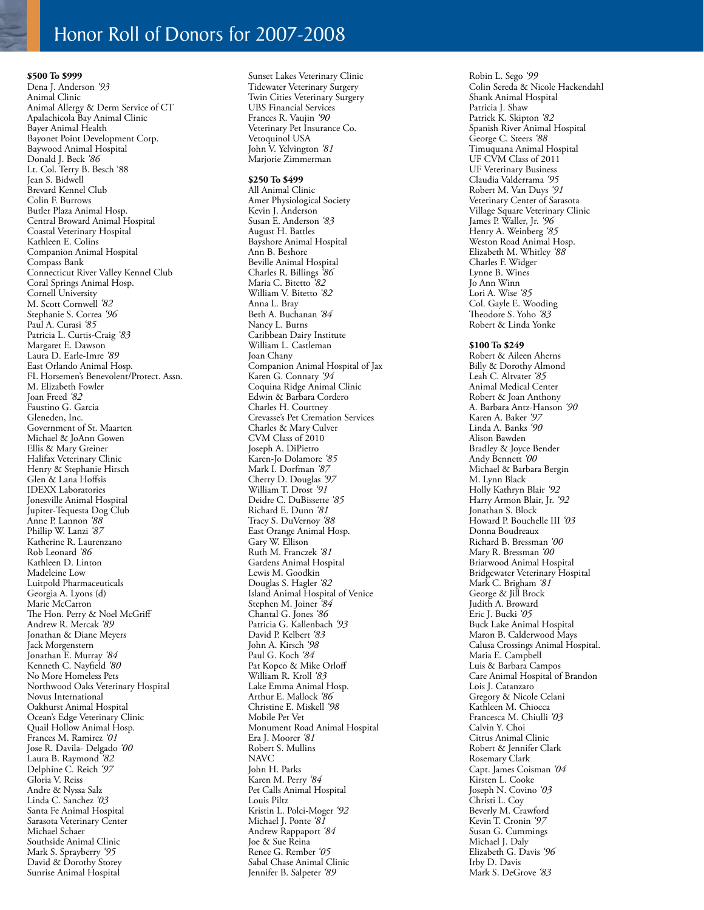# Honor Roll of Donors for 2007-2008

**$500 To $999**

Dena J. Anderson *'93*
Animal Clinic
Animal Allergy & Derm Service of CT
Apalachicola Bay Animal Clinic
Bayer Animal Health
Bayonet Point Development Corp.
Baywood Animal Hospital
Donald J. Beck *'86*
Lt. Col. Terry B. Besch '88
Jean S. Bidwell
Brevard Kennel Club
Colin F. Burrows
Butler Plaza Animal Hosp.
Central Broward Animal Hospital
Coastal Veterinary Hospital
Kathleen E. Colins
Companion Animal Hospital
Compass Bank
Connecticut River Valley Kennel Club
Coral Springs Animal Hosp.
Cornell University
M. Scott Cornwell *'82*
Stephanie S. Correa *'96*
Paul A. Curasi *'85*
Patricia L. Curtis-Craig *'83*
Margaret E. Dawson
Laura D. Earle-Imre *'89*
East Orlando Animal Hosp.
FL Horsemen's Benevolent/Protect. Assn.
M. Elizabeth Fowler
Joan Freed *'82*
Faustino G. Garcia
Gleneden, Inc.
Government of St. Maarten
Michael & JoAnn Gowen
Ellis & Mary Greiner
Halifax Veterinary Clinic
Henry & Stephanie Hirsch
Glen & Lana Hoffsis
IDEXX Laboratories
Jonesville Animal Hospital
Jupiter-Tequesta Dog Club
Anne P. Lannon *'88*
Phillip W. Lanzi *'87*
Katherine R. Laurenzano
Rob Leonard *'86*
Kathleen D. Linton
Madeleine Low
Luitpold Pharmaceuticals
Georgia A. Lyons (d)
Marie McCarron
The Hon. Perry & Noel McGriff
Andrew R. Mercak *'89*
Jonathan & Diane Meyers
Jack Morgenstern
Jonathan E. Murray *'84*
Kenneth C. Nayfield *'80*
No More Homeless Pets
Northwood Oaks Veterinary Hospital
Novus International
Oakhurst Animal Hospital
Ocean's Edge Veterinary Clinic
Quail Hollow Animal Hosp.
Frances M. Ramirez *'01*
Jose R. Davila- Delgado *'00*
Laura B. Raymond *'82*
Delphine C. Reich *'97*
Gloria V. Reiss
Andre & Nyssa Salz
Linda C. Sanchez *'03*
Santa Fe Animal Hospital
Sarasota Veterinary Center
Michael Schaer
Southside Animal Clinic
Mark S. Sprayberry *'95*
David & Dorothy Storey
Sunrise Animal Hospital
Sunset Lakes Veterinary Clinic
Tidewater Veterinary Surgery
Twin Cities Veterinary Surgery
UBS Financial Services
Frances R. Vaujin *'90*
Veterinary Pet Insurance Co.
Vetoquinol USA
John V. Yelvington *'81*
Marjorie Zimmerman

**$250 To $499**

All Animal Clinic
Amer Physiological Society
Kevin J. Anderson
Susan E. Anderson *'83*
August H. Battles
Bayshore Animal Hospital
Ann B. Beshore
Beville Animal Hospital
Charles R. Billings *'86*
Maria C. Bitetto *'82*
William V. Bitetto *'82*
Anna L. Bray
Beth A. Buchanan *'84*
Nancy L. Burns
Caribbean Dairy Institute
William L. Castleman
Joan Chany
Companion Animal Hospital of Jax
Karen G. Connary *'94*
Coquina Ridge Animal Clinic
Edwin & Barbara Cordero
Charles H. Courtney
Crevasse's Pet Cremation Services
Charles & Mary Culver
CVM Class of 2010
Joseph A. DiPietro
Karen-Jo Dolamore *'85*
Mark I. Dorfman *'87*
Cherry D. Douglas *'97*
William T. Drost *'91*
Deidre C. DuBissette *'85*
Richard E. Dunn *'81*
Tracy S. DuVernoy *'88*
East Orange Animal Hosp.
Gary W. Ellison
Ruth M. Franczek *'81*
Gardens Animal Hospital
Lewis M. Goodkin
Douglas S. Hagler *'82*
Island Animal Hospital of Venice
Stephen M. Joiner *'84*
Chantal G. Jones *'86*
Patricia G. Kallenbach *'93*
David P. Kelbert *'83*
John A. Kirsch *'98*
Paul G. Koch *'84*
Pat Kopco & Mike Orloff
William R. Kroll *'83*
Lake Emma Animal Hosp.
Arthur E. Mallock *'86*
Christine E. Miskell *'98*
Mobile Pet Vet
Monument Road Animal Hospital
Era J. Moorer *'81*
Robert S. Mullins
NAVC
John H. Parks
Karen M. Perry *'84*
Pet Calls Animal Hospital
Louis Piltz
Kristin L. Polci-Moger *'92*
Michael J. Ponte *'81*
Andrew Rappaport *'84*
Joe & Sue Reina
Renee G. Rember *'05*
Sabal Chase Animal Clinic
Jennifer B. Salpeter *'89*
Robin L. Sego *'99*
Colin Sereda & Nicole Hackendahl
Shank Animal Hospital
Patricia J. Shaw
Patrick K. Skipton *'82*
Spanish River Animal Hospital
George C. Steers *'88*
Timuquana Animal Hospital
UF CVM Class of 2011
UF Veterinary Business
Claudia Valderrama *'95*
Robert M. Van Duys *'91*
Veterinary Center of Sarasota
Village Square Veterinary Clinic
James P. Waller, Jr. *'96*
Henry A. Weinberg *'85*
Weston Road Animal Hosp.
Elizabeth M. Whitley *'88*
Charles F. Widger
Lynne B. Wines
Jo Ann Winn
Lori A. Wise *'85*
Col. Gayle E. Wooding
Theodore S. Yoho *'83*
Robert & Linda Yonke

**$100 To $249**

Robert & Aileen Aherns
Billy & Dorothy Almond
Leah C. Altvater *'85*
Animal Medical Center
Robert & Joan Anthony
A. Barbara Antz-Hanson *'90*
Karen A. Baker *'97*
Linda A. Banks *'90*
Alison Bawden
Bradley & Joyce Bender
Andy Bennett *'00*
Michael & Barbara Bergin
M. Lynn Black
Holly Kathryn Blair *'92*
Harry Armon Blair, Jr. *'92*
Jonathan S. Block
Howard P. Bouchelle III *'03*
Donna Boudreaux
Richard B. Bressman *'00*
Mary R. Bressman *'00*
Briarwood Animal Hospital
Bridgewater Veterinary Hospital
Mark C. Brigham *'81*
George & Jill Brock
Judith A. Broward
Eric J. Bucki *'05*
Buck Lake Animal Hospital
Maron B. Calderwood Mays
Calusa Crossings Animal Hospital.
Maria E. Campbell
Luis & Barbara Campos
Care Animal Hospital of Brandon
Lois J. Catanzaro
Gregory & Nicole Celani
Kathleen M. Chiocca
Francesca M. Chiulli *'03*
Calvin Y. Choi
Citrus Animal Clinic
Robert & Jennifer Clark
Rosemary Clark
Capt. James Coisman *'04*
Kirsten L. Cooke
Joseph N. Covino *'03*
Christi L. Coy
Beverly M. Crawford
Kevin T. Cronin *'97*
Susan G. Cummings
Michael J. Daly
Elizabeth G. Davis *'96*
Irby D. Davis
Mark S. DeGrove *'83*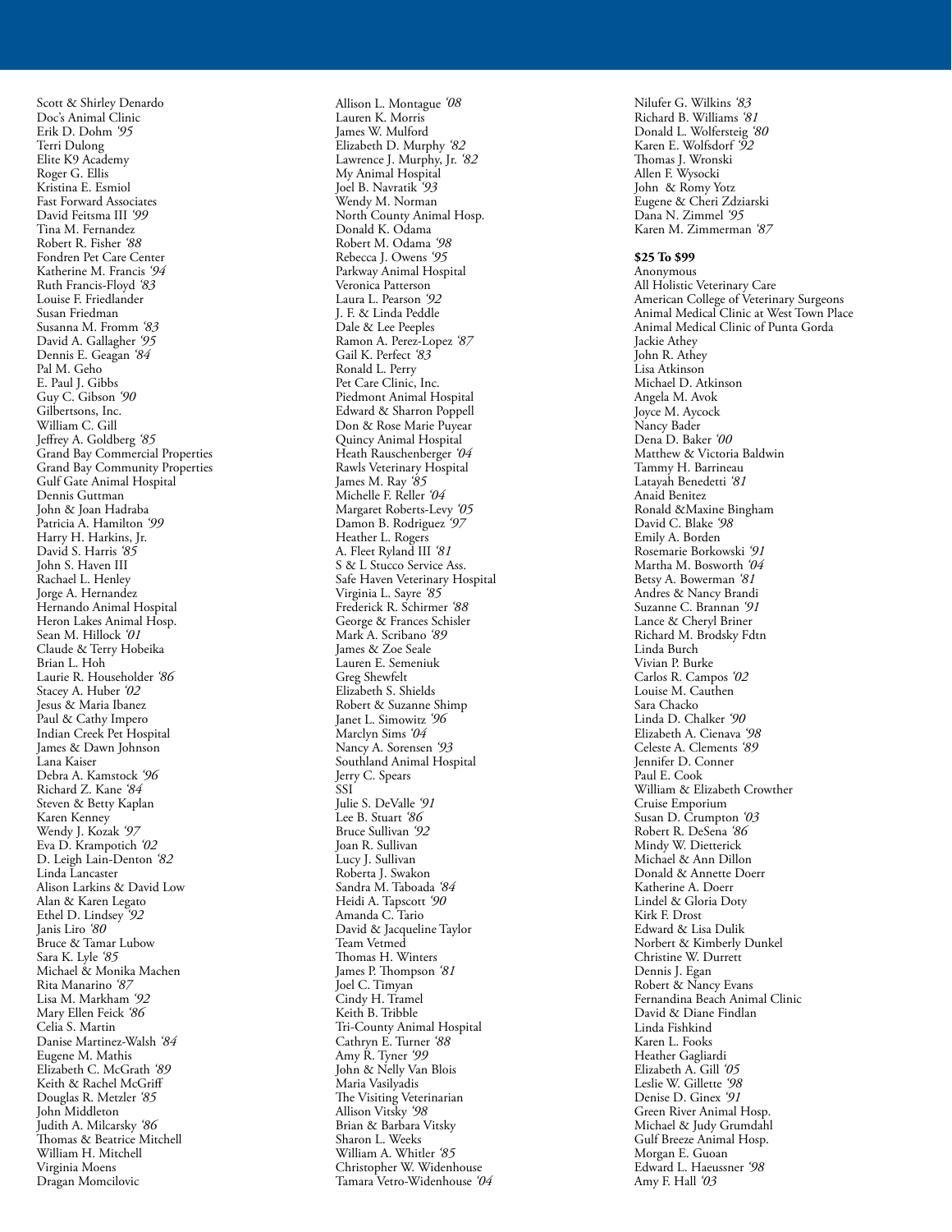Scott & Shirley Denardo
Doc's Animal Clinic
Erik D. Dohm *'95*
Terri Dulong
Elite K9 Academy
Roger G. Ellis
Kristina E. Esmiol
Fast Forward Associates
David Feitsma III *'99*
Tina M. Fernandez
Robert R. Fisher *'88*
Fondren Pet Care Center
Katherine M. Francis *'94*
Ruth Francis-Floyd *'83*
Louise F. Friedlander
Susan Friedman
Susanna M. Fromm *'83*
David A. Gallagher *'95*
Dennis E. Geagan *'84*
Pal M. Geho
E. Paul J. Gibbs
Guy C. Gibson *'90*
Gilbertsons, Inc.
William C. Gill
Jeffrey A. Goldberg *'85*
Grand Bay Commercial Properties
Grand Bay Community Properties
Gulf Gate Animal Hospital
Dennis Guttman
John & Joan Hadraba
Patricia A. Hamilton *'99*
Harry H. Harkins, Jr.
David S. Harris *'85*
John S. Haven III
Rachael L. Henley
Jorge A. Hernandez
Hernando Animal Hospital
Heron Lakes Animal Hosp.
Sean M. Hillock *'01*
Claude & Terry Hobeika
Brian L. Hoh
Laurie R. Householder *'86*
Stacey A. Huber *'02*
Jesus & Maria Ibanez
Paul & Cathy Impero
Indian Creek Pet Hospital
James & Dawn Johnson
Lana Kaiser
Debra A. Kamstock *'96*
Richard Z. Kane *'84*
Steven & Betty Kaplan
Karen Kenney
Wendy J. Kozak *'97*
Eva D. Krampotich *'02*
D. Leigh Lain-Denton *'82*
Linda Lancaster
Alison Larkins & David Low
Alan & Karen Legato
Ethel D. Lindsey *'92*
Janis Liro *'80*
Bruce & Tamar Lubow
Sara K. Lyle *'85*
Michael & Monika Machen
Rita Manarino *'87*
Lisa M. Markham *'92*
Mary Ellen Feick *'86*
Celia S. Martin
Danise Martinez-Walsh *'84*
Eugene M. Mathis
Elizabeth C. McGrath *'89*
Keith & Rachel McGriff
Douglas R. Metzler *'85*
John Middleton
Judith A. Milcarsky *'86*
Thomas & Beatrice Mitchell
William H. Mitchell
Virginia Moens
Dragan Momcilovic

Allison L. Montague *'08*
Lauren K. Morris
James W. Mulford
Elizabeth D. Murphy *'82*
Lawrence J. Murphy, Jr. *'82*
My Animal Hospital
Joel B. Navratik *'93*
Wendy M. Norman
North County Animal Hosp.
Donald K. Odama
Robert M. Odama *'98*
Rebecca J. Owens *'95*
Parkway Animal Hospital
Veronica Patterson
Laura L. Pearson *'92*
J. F. & Linda Peddle
Dale & Lee Peeples
Ramon A. Perez-Lopez *'87*
Gail K. Perfect *'83*
Ronald L. Perry
Pet Care Clinic, Inc.
Piedmont Animal Hospital
Edward & Sharron Poppell
Don & Rose Marie Puyear
Quincy Animal Hospital
Heath Rauschenberger *'04*
Rawls Veterinary Hospital
James M. Ray *'85*
Michelle F. Reller *'04*
Margaret Roberts-Levy *'05*
Damon B. Rodriguez *'97*
Heather L. Rogers
A. Fleet Ryland III *'81*
S & L Stucco Service Ass.
Safe Haven Veterinary Hospital
Virginia L. Sayre *'85*
Frederick R. Schirmer *'88*
George & Frances Schisler
Mark A. Scribano *'89*
James & Zoe Seale
Lauren E. Semeniuk
Greg Shewfelt
Elizabeth S. Shields
Robert & Suzanne Shimp
Janet L. Simowitz *'96*
Marclyn Sims *'04*
Nancy A. Sorensen *'93*
Southland Animal Hospital
Jerry C. Spears
SSI
Julie S. DeValle *'91*
Lee B. Stuart *'86*
Bruce Sullivan *'92*
Joan R. Sullivan
Lucy J. Sullivan
Roberta J. Swakon
Sandra M. Taboada *'84*
Heidi A. Tapscott *'90*
Amanda C. Tario
David & Jacqueline Taylor
Team Vetmed
Thomas H. Winters
James P. Thompson *'81*
Joel C. Timyan
Cindy H. Tramel
Keith B. Tribble
Tri-County Animal Hospital
Cathryn E. Turner *'88*
Amy R. Tyner *'99*
John & Nelly Van Blois
Maria Vasilyadis
The Visiting Veterinarian
Allison Vitsky *'98*
Brian & Barbara Vitsky
Sharon L. Weeks
William A. Whitler *'85*
Christopher W. Widenhouse
Tamara Vetro-Widenhouse *'04*

Nilufer G. Wilkins *'83*
Richard B. Williams *'81*
Donald L. Wolfersteig *'80*
Karen E. Wolfsdorf *'92*
Thomas J. Wronski
Allen F. Wysocki
John & Romy Yotz
Eugene & Cheri Zdziarski
Dana N. Zimmel *'95*
Karen M. Zimmerman *'87*

**$25 To $99**

Anonymous
All Holistic Veterinary Care
American College of Veterinary Surgeons
Animal Medical Clinic at West Town Place
Animal Medical Clinic of Punta Gorda
Jackie Athey
John R. Athey
Lisa Atkinson
Michael D. Atkinson
Angela M. Avok
Joyce M. Aycock
Nancy Bader
Dena D. Baker *'00*
Matthew & Victoria Baldwin
Tammy H. Barrineau
Latayah Benedetti *'81*
Anaid Benitez
Ronald &Maxine Bingham
David C. Blake *'98*
Emily A. Borden
Rosemarie Borkowski *'91*
Martha M. Bosworth *'04*
Betsy A. Bowerman *'81*
Andres & Nancy Brandi
Suzanne C. Brannan *'91*
Lance & Cheryl Briner
Richard M. Brodsky Fdtn
Linda Burch
Vivian P. Burke
Carlos R. Campos *'02*
Louise M. Cauthen
Sara Chacko
Linda D. Chalker *'90*
Elizabeth A. Cienava *'98*
Celeste A. Clements *'89*
Jennifer D. Conner
Paul E. Cook
William & Elizabeth Crowther
Cruise Emporium
Susan D. Crumpton *'03*
Robert R. DeSena *'86*
Mindy W. Dietterick
Michael & Ann Dillon
Donald & Annette Doerr
Katherine A. Doerr
Lindel & Gloria Doty
Kirk F. Drost
Edward & Lisa Dulik
Norbert & Kimberly Dunkel
Christine W. Durrett
Dennis J. Egan
Robert & Nancy Evans
Fernandina Beach Animal Clinic
David & Diane Findlan
Linda Fishkind
Karen L. Fooks
Heather Gagliardi
Elizabeth A. Gill *'05*
Leslie W. Gillette *'98*
Denise D. Ginex *'91*
Green River Animal Hosp.
Michael & Judy Grumdahl
Gulf Breeze Animal Hosp.
Morgan E. Guoan
Edward L. Haeussner *'98*
Amy F. Hall *'03*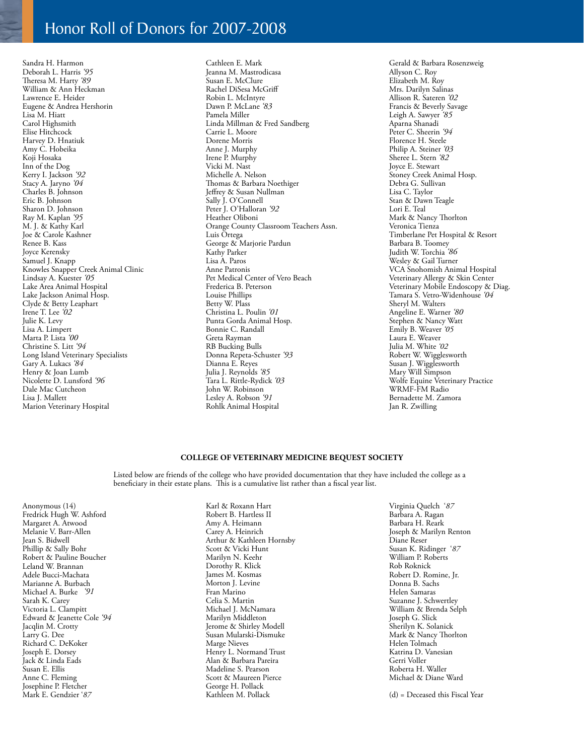# Honor Roll of Donors for 2007-2008

Sandra H. Harmon
Deborah L. Harris *'95*
Theresa M. Harty *'89*
William & Ann Heckman
Lawrence E. Heider
Eugene & Andrea Hershorin
Lisa M. Hiatt
Carol Highsmith
Elise Hitchcock
Harvey D. Hnatiuk
Amy C. Hobeika
Koji Hosaka
Inn of the Dog
Kerry I. Jackson *'92*
Stacy A. Jaryno *'04*
Charles B. Johnson
Eric B. Johnson
Sharon D. Johnson
Ray M. Kaplan *'95*
M. J. & Kathy Karl
Joe & Carole Kashner
Renee B. Kass
Joyce Kerensky
Samuel J. Knapp
Knowles Snapper Creek Animal Clinic
Lindsay A. Kuester *'05*
Lake Area Animal Hospital
Lake Jackson Animal Hosp.
Clyde & Betty Leaphart
Irene T. Lee *'02*
Julie K. Levy
Lisa A. Limpert
Marta P. Lista *'00*
Christine S. Litt *'94*
Long Island Veterinary Specialists
Gary A. Lukacs *'84*
Henry & Joan Lumb
Nicolette D. Lunsford *'96*
Dale Mac Cutcheon
Lisa J. Mallett
Marion Veterinary Hospital
Cathleen E. Mark
Jeanna M. Mastrodicasa
Susan E. McClure
Rachel DiSesa McGriff
Robin L. McIntyre
Dawn P. McLane *'83*
Pamela Miller
Linda Millman & Fred Sandberg
Carrie L. Moore
Dorene Morris
Anne J. Murphy
Irene P. Murphy
Vicki M. Nast
Michelle A. Nelson
Thomas & Barbara Noethiger
Jeffrey & Susan Nullman
Sally J. O'Connell
Peter J. O'Halloran *'92*
Heather Oliboni
Orange County Classroom Teachers Assn.
Luis Ortega
George & Marjorie Pardun
Kathy Parker
Lisa A. Paros
Anne Patronis
Pet Medical Center of Vero Beach
Frederica B. Peterson
Louise Phillips
Betty W. Plass
Christina L. Poulin *'01*
Punta Gorda Animal Hosp.
Bonnie C. Randall
Greta Rayman
RB Bucking Bulls
Donna Repeta-Schuster *'93*
Dianna E. Reyes
Julia J. Reynolds *'85*
Tara L. Rittle-Rydick *'03*
John W. Robinson
Lesley A. Robson *'91*
Rohlk Animal Hospital
Gerald & Barbara Rosenzweig
Allyson C. Roy
Elizabeth M. Roy
Mrs. Darilyn Salinas
Allison R. Sateren *'02*
Francis & Beverly Savage
Leigh A. Sawyer *'85*
Aparna Shanadi
Peter C. Sheerin *'94*
Florence H. Steele
Philip A. Steiner *'03*
Sheree L. Stern *'82*
Joyce E. Stewart
Stoney Creek Animal Hosp.
Debra G. Sullivan
Lisa C. Taylor
Stan & Dawn Teagle
Lori E. Teal
Mark & Nancy Thorlton
Veronica Tienza
Timberlane Pet Hospital & Resort
Barbara B. Toomey
Judith W. Torchia *'86*
Wesley & Gail Turner
VCA Snohomish Animal Hospital
Veterinary Allergy & Skin Center
Veterinary Mobile Endoscopy & Diag.
Tamara S. Vetro-Widenhouse *'04*
Sheryl M. Walters
Angeline E. Warner *'80*
Stephen & Nancy Watt
Emily B. Weaver *'05*
Laura E. Weaver
Julia M. White *'02*
Robert W. Wigglesworth
Susan J. Wigglesworth
Mary Will Simpson
Wolfe Equine Veterinary Practice
WRMF-FM Radio
Bernadette M. Zamora
Jan R. Zwilling

## COLLEGE OF VETERINARY MEDICINE BEQUEST SOCIETY

Listed below are friends of the college who have provided documentation that they have included the college as a beneficiary in their estate plans. This is a cumulative list rather than a fiscal year list.

Anonymous (14)
Fredrick Hugh W. Ashford
Margaret A. Atwood
Melanie V. Barr-Allen
Jean S. Bidwell
Phillip & Sally Bohr
Robert & Pauline Boucher
Leland W. Brannan
Adele Bucci-Machata
Marianne A. Burbach
Michael A. Burke *'91*
Sarah K. Carey
Victoria L. Clampitt
Edward & Jeanette Cole *'94*
Jacqlin M. Crotty
Larry G. Dee
Richard C. DeKoker
Joseph E. Dorsey
Jack & Linda Eads
Susan E. Ellis
Anne C. Fleming
Josephine P. Fletcher
Mark E. Gendzier *'87*
Karl & Roxann Hart
Robert B. Hartless II
Amy A. Heimann
Carey A. Heinrich
Arthur & Kathleen Hornsby
Scott & Vicki Hunt
Marilyn N. Keehr
Dorothy R. Klick
James M. Kosmas
Morton J. Levine
Fran Marino
Celia S. Martin
Michael J. McNamara
Marilyn Middleton
Jerome & Shirley Modell
Susan Mularski-Dismuke
Marge Nieves
Henry L. Normand Trust
Alan & Barbara Pareira
Madeline S. Pearson
Scott & Maureen Pierce
George H. Pollack
Kathleen M. Pollack
Virginia Quelch *'87*
Barbara A. Ragan
Barbara H. Reark
Joseph & Marilyn Renton
Diane Reser
Susan K. Ridinger *'87*
William P. Roberts
Rob Roknick
Robert D. Romine, Jr.
Donna B. Sachs
Helen Samaras
Suzanne J. Schwertley
William & Brenda Selph
Joseph G. Slick
Sherilyn K. Solanick
Mark & Nancy Thorlton
Helen Tolmach
Katrina D. Vanesian
Gerri Voller
Roberta H. Waller
Michael & Diane Ward

(d) = Deceased this Fiscal Year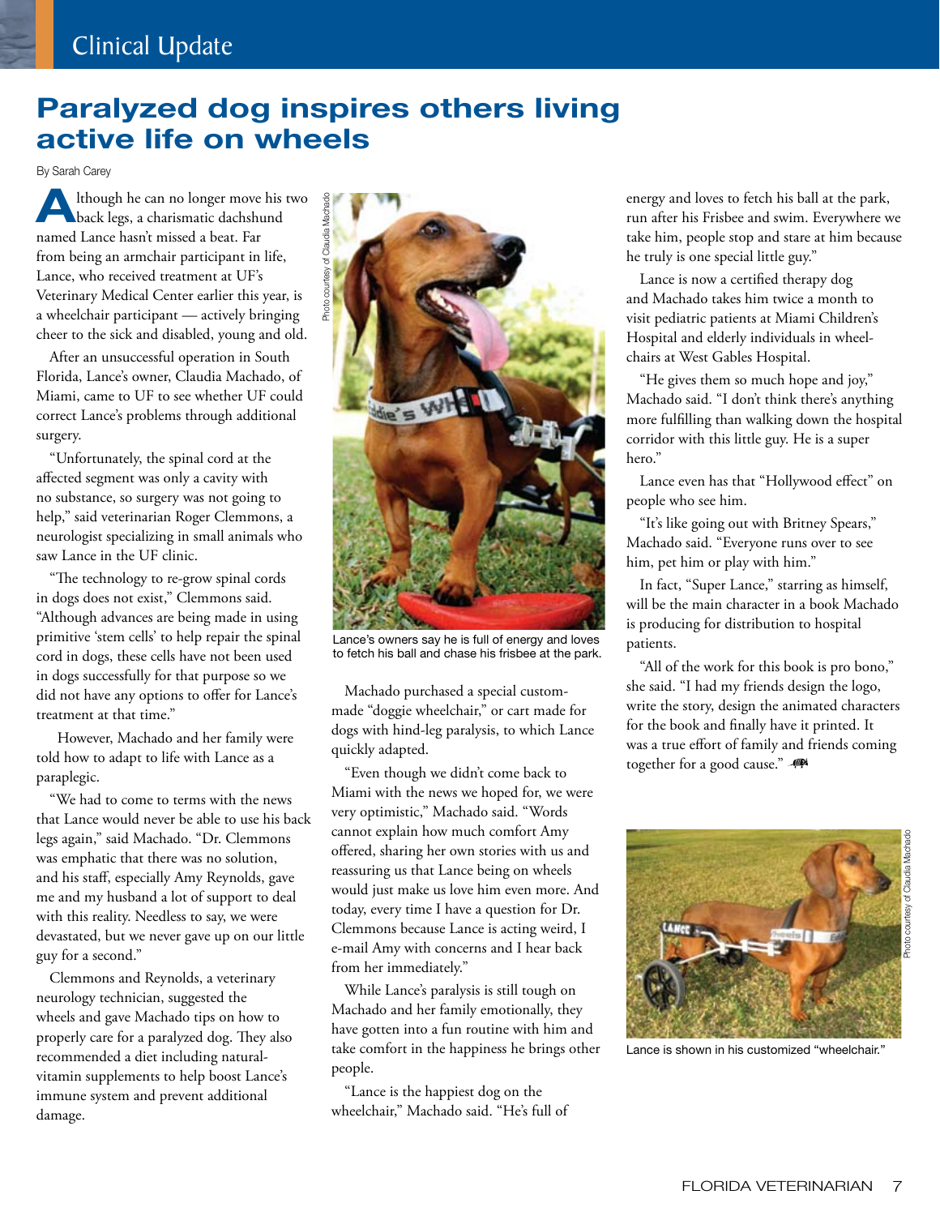# Paralyzed dog inspires others living active life on wheels

By Sarah Carey

Although he can no longer move his two back legs, a charismatic dachshund named Lance hasn't missed a beat. Far from being an armchair participant in life, Lance, who received treatment at UF's Veterinary Medical Center earlier this year, is a wheelchair participant — actively bringing cheer to the sick and disabled, young and old.

After an unsuccessful operation in South Florida, Lance's owner, Claudia Machado, of Miami, came to UF to see whether UF could correct Lance's problems through additional surgery.

"Unfortunately, the spinal cord at the affected segment was only a cavity with no substance, so surgery was not going to help," said veterinarian Roger Clemmons, a neurologist specializing in small animals who saw Lance in the UF clinic.

"The technology to re-grow spinal cords in dogs does not exist," Clemmons said. "Although advances are being made in using primitive 'stem cells' to help repair the spinal cord in dogs, these cells have not been used in dogs successfully for that purpose so we did not have any options to offer for Lance's treatment at that time."

However, Machado and her family were told how to adapt to life with Lance as a paraplegic.

"We had to come to terms with the news that Lance would never be able to use his back legs again," said Machado. "Dr. Clemmons was emphatic that there was no solution, and his staff, especially Amy Reynolds, gave me and my husband a lot of support to deal with this reality. Needless to say, we were devastated, but we never gave up on our little guy for a second."

Clemmons and Reynolds, a veterinary neurology technician, suggested the wheels and gave Machado tips on how to properly care for a paralyzed dog. They also recommended a diet including natural-vitamin supplements to help boost Lance's immune system and prevent additional damage.

Photo courtesy of Claudia Machado

Lance's owners say he is full of energy and loves to fetch his ball and chase his frisbee at the park.

Machado purchased a special custom-made "doggie wheelchair," or cart made for dogs with hind-leg paralysis, to which Lance quickly adapted.

"Even though we didn't come back to Miami with the news we hoped for, we were very optimistic," Machado said. "Words cannot explain how much comfort Amy offered, sharing her own stories with us and reassuring us that Lance being on wheels would just make us love him even more. And today, every time I have a question for Dr. Clemmons because Lance is acting weird, I e-mail Amy with concerns and I hear back from her immediately."

While Lance's paralysis is still tough on Machado and her family emotionally, they have gotten into a fun routine with him and take comfort in the happiness he brings other people.

"Lance is the happiest dog on the wheelchair," Machado said. "He's full of energy and loves to fetch his ball at the park, run after his Frisbee and swim. Everywhere we take him, people stop and stare at him because he truly is one special little guy."

Lance is now a certified therapy dog and Machado takes him twice a month to visit pediatric patients at Miami Children's Hospital and elderly individuals in wheelchairs at West Gables Hospital.

"He gives them so much hope and joy," Machado said. "I don't think there's anything more fulfilling than walking down the hospital corridor with this little guy. He is a super hero."

Lance even has that "Hollywood effect" on people who see him.

"It's like going out with Britney Spears," Machado said. "Everyone runs over to see him, pet him or play with him."

In fact, "Super Lance," starring as himself, will be the main character in a book Machado is producing for distribution to hospital patients.

"All of the work for this book is pro bono," she said. "I had my friends design the logo, write the story, design the animated characters for the book and finally have it printed. It was a true effort of family and friends coming together for a good cause."

Photo courtesy of Claudia Machado

Lance is shown in his customized "wheelchair."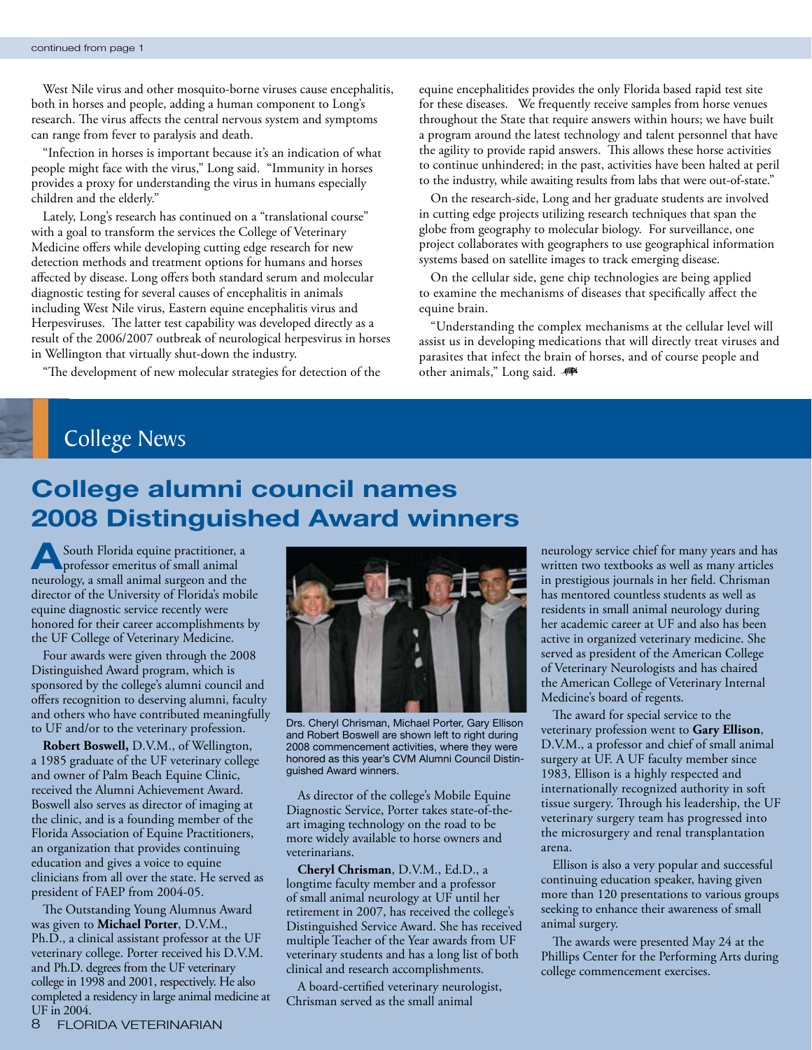continued from page 1

West Nile virus and other mosquito-borne viruses cause encephalitis, both in horses and people, adding a human component to Long's research. The virus affects the central nervous system and symptoms can range from fever to paralysis and death.

"Infection in horses is important because it's an indication of what people might face with the virus," Long said. "Immunity in horses provides a proxy for understanding the virus in humans especially children and the elderly."

Lately, Long's research has continued on a "translational course" with a goal to transform the services the College of Veterinary Medicine offers while developing cutting edge research for new detection methods and treatment options for humans and horses affected by disease. Long offers both standard serum and molecular diagnostic testing for several causes of encephalitis in animals including West Nile virus, Eastern equine encephalitis virus and Herpesviruses. The latter test capability was developed directly as a result of the 2006/2007 outbreak of neurological herpesvirus in horses in Wellington that virtually shut-down the industry.

"The development of new molecular strategies for detection of the equine encephalitides provides the only Florida based rapid test site for these diseases. We frequently receive samples from horse venues throughout the State that require answers within hours; we have built a program around the latest technology and talent personnel that have the agility to provide rapid answers. This allows these horse activities to continue unhindered; in the past, activities have been halted at peril to the industry, while awaiting results from labs that were out-of-state."

On the research-side, Long and her graduate students are involved in cutting edge projects utilizing research techniques that span the globe from geography to molecular biology. For surveillance, one project collaborates with geographers to use geographical information systems based on satellite images to track emerging disease.

On the cellular side, gene chip technologies are being applied to examine the mechanisms of diseases that specifically affect the equine brain.

"Understanding the complex mechanisms at the cellular level will assist us in developing medications that will directly treat viruses and parasites that infect the brain of horses, and of course people and other animals," Long said.

## College News

# College alumni council names 2008 Distinguished Award winners

A South Florida equine practitioner, a professor emeritus of small animal neurology, a small animal surgeon and the director of the University of Florida's mobile equine diagnostic service recently were honored for their career accomplishments by the UF College of Veterinary Medicine.

Four awards were given through the 2008 Distinguished Award program, which is sponsored by the college's alumni council and offers recognition to deserving alumni, faculty and others who have contributed meaningfully to UF and/or to the veterinary profession.

**Robert Boswell,** D.V.M., of Wellington, a 1985 graduate of the UF veterinary college and owner of Palm Beach Equine Clinic, received the Alumni Achievement Award. Boswell also serves as director of imaging at the clinic, and is a founding member of the Florida Association of Equine Practitioners, an organization that provides continuing education and gives a voice to equine clinicians from all over the state. He served as president of FAEP from 2004-05.

The Outstanding Young Alumnus Award was given to **Michael Porter**, D.V.M., Ph.D., a clinical assistant professor at the UF veterinary college. Porter received his D.V.M. and Ph.D. degrees from the UF veterinary college in 1998 and 2001, respectively. He also completed a residency in large animal medicine at UF in 2004.

Drs. Cheryl Chrisman, Michael Porter, Gary Ellison and Robert Boswell are shown left to right during 2008 commencement activities, where they were honored as this year's CVM Alumni Council Distinguished Award winners.

As director of the college's Mobile Equine Diagnostic Service, Porter takes state-of-the-art imaging technology on the road to be more widely available to horse owners and veterinarians.

**Cheryl Chrisman**, D.V.M., Ed.D., a longtime faculty member and a professor of small animal neurology at UF until her retirement in 2007, has received the college's Distinguished Service Award. She has received multiple Teacher of the Year awards from UF veterinary students and has a long list of both clinical and research accomplishments.

A board-certified veterinary neurologist, Chrisman served as the small animal neurology service chief for many years and has written two textbooks as well as many articles in prestigious journals in her field. Chrisman has mentored countless students as well as residents in small animal neurology during her academic career at UF and also has been active in organized veterinary medicine. She served as president of the American College of Veterinary Neurologists and has chaired the American College of Veterinary Internal Medicine's board of regents.

The award for special service to the veterinary profession went to **Gary Ellison**, D.V.M., a professor and chief of small animal surgery at UF. A UF faculty member since 1983, Ellison is a highly respected and internationally recognized authority in soft tissue surgery. Through his leadership, the UF veterinary surgery team has progressed into the microsurgery and renal transplantation arena.

Ellison is also a very popular and successful continuing education speaker, having given more than 120 presentations to various groups seeking to enhance their awareness of small animal surgery.

The awards were presented May 24 at the Phillips Center for the Performing Arts during college commencement exercises.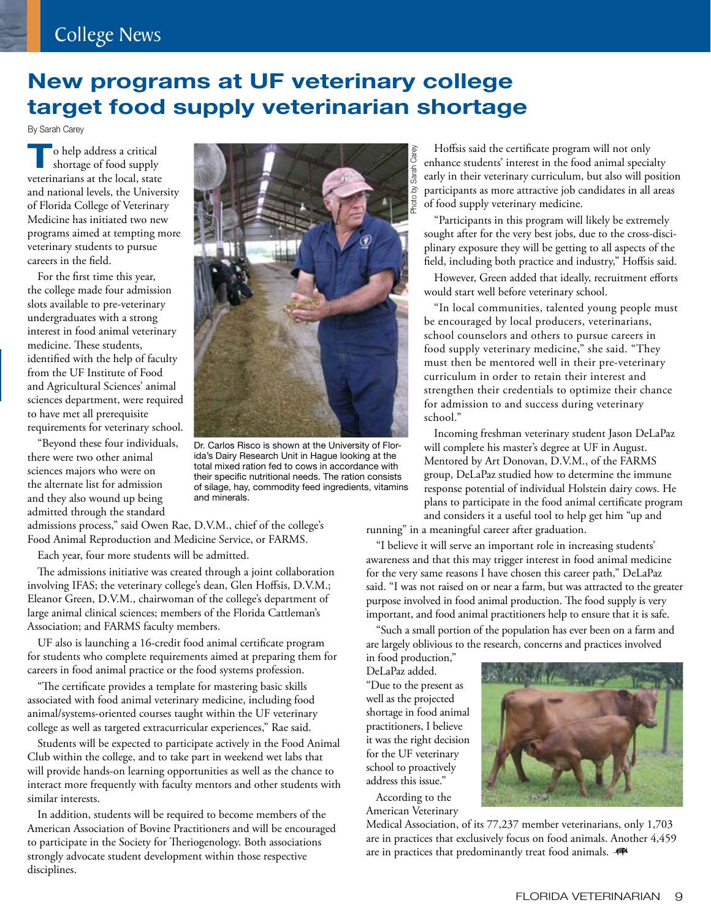# New programs at UF veterinary college target food supply veterinarian shortage

By Sarah Carey

To help address a critical shortage of food supply veterinarians at the local, state and national levels, the University of Florida College of Veterinary Medicine has initiated two new programs aimed at tempting more veterinary students to pursue careers in the field.

For the first time this year, the college made four admission slots available to pre-veterinary undergraduates with a strong interest in food animal veterinary medicine. These students, identified with the help of faculty from the UF Institute of Food and Agricultural Sciences' animal sciences department, were required to have met all prerequisite requirements for veterinary school.

"Beyond these four individuals, there were two other animal sciences majors who were on the alternate list for admission and they also wound up being admitted through the standard admissions process," said Owen Rae, D.V.M., chief of the college's Food Animal Reproduction and Medicine Service, or FARMS.

Each year, four more students will be admitted.

The admissions initiative was created through a joint collaboration involving IFAS; the veterinary college's dean, Glen Hoffsis, D.V.M.; Eleanor Green, D.V.M., chairwoman of the college's department of large animal clinical sciences; members of the Florida Cattleman's Association; and FARMS faculty members.

UF also is launching a 16-credit food animal certificate program for students who complete requirements aimed at preparing them for careers in food animal practice or the food systems profession.

"The certificate provides a template for mastering basic skills associated with food animal veterinary medicine, including food animal/systems-oriented courses taught within the UF veterinary college as well as targeted extracurricular experiences," Rae said.

Students will be expected to participate actively in the Food Animal Club within the college, and to take part in weekend wet labs that will provide hands-on learning opportunities as well as the chance to interact more frequently with faculty mentors and other students with similar interests.

In addition, students will be required to become members of the American Association of Bovine Practitioners and will be encouraged to participate in the Society for Theriogenology. Both associations strongly advocate student development within those respective disciplines.

Photo by Sarah Carey

Dr. Carlos Risco is shown at the University of Florida's Dairy Research Unit in Hague looking at the total mixed ration fed to cows in accordance with their specific nutritional needs. The ration consists of silage, hay, commodity feed ingredients, vitamins and minerals.

Hoffsis said the certificate program will not only enhance students' interest in the food animal specialty early in their veterinary curriculum, but also will position participants as more attractive job candidates in all areas of food supply veterinary medicine.

"Participants in this program will likely be extremely sought after for the very best jobs, due to the cross-disciplinary exposure they will be getting to all aspects of the field, including both practice and industry," Hoffsis said.

However, Green added that ideally, recruitment efforts would start well before veterinary school.

"In local communities, talented young people must be encouraged by local producers, veterinarians, school counselors and others to pursue careers in food supply veterinary medicine," she said. "They must then be mentored well in their pre-veterinary curriculum in order to retain their interest and strengthen their credentials to optimize their chance for admission to and success during veterinary school."

Incoming freshman veterinary student Jason DeLaPaz will complete his master's degree at UF in August. Mentored by Art Donovan, D.V.M., of the FARMS group, DeLaPaz studied how to determine the immune response potential of individual Holstein dairy cows. He plans to participate in the food animal certificate program and considers it a useful tool to help get him "up and running" in a meaningful career after graduation.

"I believe it will serve an important role in increasing students' awareness and that this may trigger interest in food animal medicine for the very same reasons I have chosen this career path," DeLaPaz said. "I was not raised on or near a farm, but was attracted to the greater purpose involved in food animal production. The food supply is very important, and food animal practitioners help to ensure that it is safe.

"Such a small portion of the population has ever been on a farm and are largely oblivious to the research, concerns and practices involved in food production," DeLaPaz added. "Due to the present as well as the projected shortage in food animal practitioners, I believe it was the right decision for the UF veterinary school to proactively address this issue."

According to the American Veterinary Medical Association, of its 77,237 member veterinarians, only 1,703 are in practices that exclusively focus on food animals. Another 4,459 are in practices that predominantly treat food animals.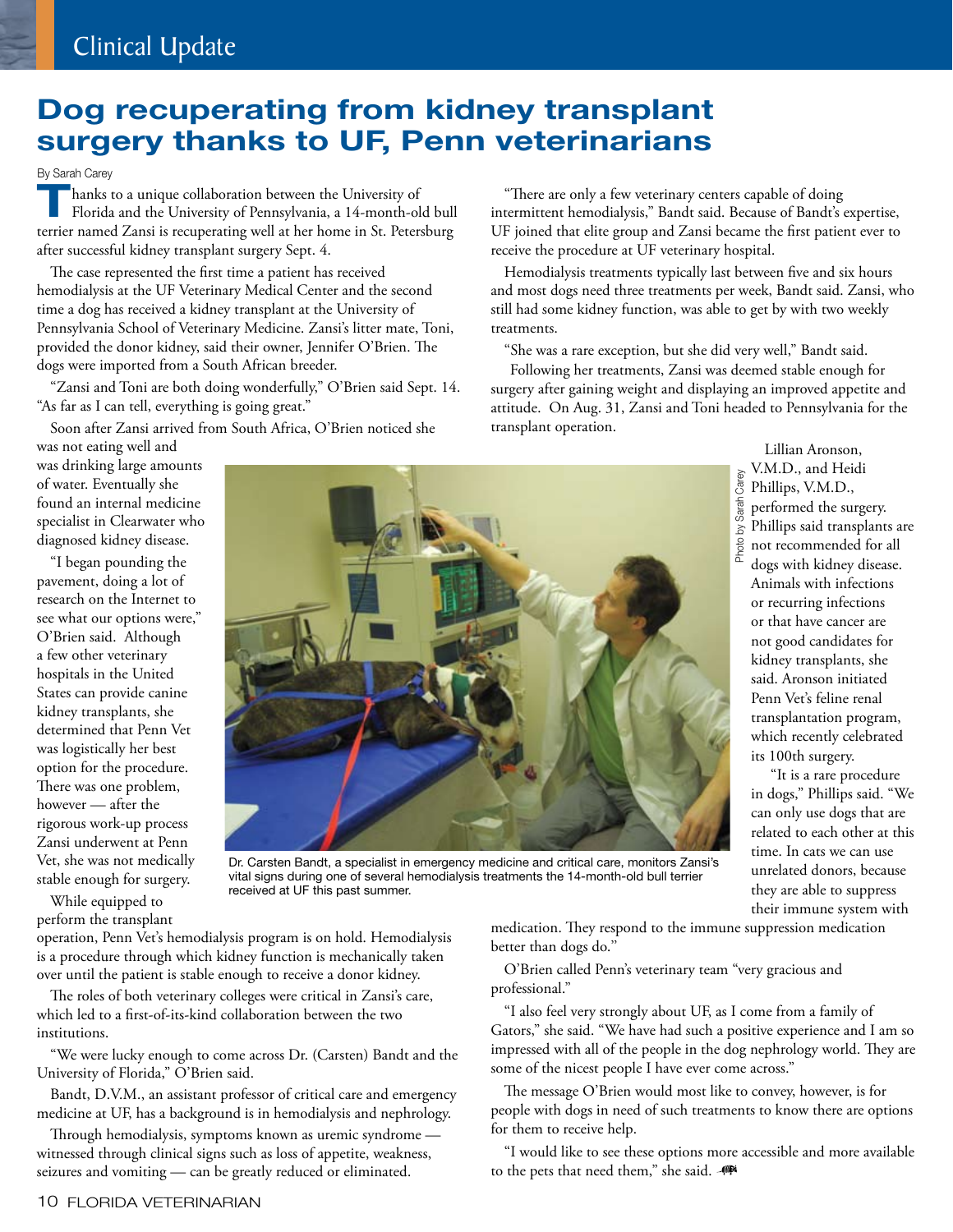# Dog recuperating from kidney transplant surgery thanks to UF, Penn veterinarians

By Sarah Carey

Thanks to a unique collaboration between the University of Florida and the University of Pennsylvania, a 14-month-old bull terrier named Zansi is recuperating well at her home in St. Petersburg after successful kidney transplant surgery Sept. 4.

The case represented the first time a patient has received hemodialysis at the UF Veterinary Medical Center and the second time a dog has received a kidney transplant at the University of Pennsylvania School of Veterinary Medicine. Zansi's litter mate, Toni, provided the donor kidney, said their owner, Jennifer O'Brien. The dogs were imported from a South African breeder.

"Zansi and Toni are both doing wonderfully," O'Brien said Sept. 14. "As far as I can tell, everything is going great."

Soon after Zansi arrived from South Africa, O'Brien noticed she was not eating well and was drinking large amounts of water. Eventually she found an internal medicine specialist in Clearwater who diagnosed kidney disease.

"I began pounding the pavement, doing a lot of research on the Internet to see what our options were," O'Brien said. Although a few other veterinary hospitals in the United States can provide canine kidney transplants, she determined that Penn Vet was logistically her best option for the procedure. There was one problem, however — after the rigorous work-up process Zansi underwent at Penn Vet, she was not medically stable enough for surgery.

While equipped to perform the transplant operation, Penn Vet's hemodialysis program is on hold. Hemodialysis is a procedure through which kidney function is mechanically taken over until the patient is stable enough to receive a donor kidney.

The roles of both veterinary colleges were critical in Zansi's care, which led to a first-of-its-kind collaboration between the two institutions.

"We were lucky enough to come across Dr. (Carsten) Bandt and the University of Florida," O'Brien said.

Bandt, D.V.M., an assistant professor of critical care and emergency medicine at UF, has a background is in hemodialysis and nephrology.

Through hemodialysis, symptoms known as uremic syndrome — witnessed through clinical signs such as loss of appetite, weakness, seizures and vomiting — can be greatly reduced or eliminated.

Dr. Carsten Bandt, a specialist in emergency medicine and critical care, monitors Zansi's vital signs during one of several hemodialysis treatments the 14-month-old bull terrier received at UF this past summer.

Photo by Sarah Carey

"There are only a few veterinary centers capable of doing intermittent hemodialysis," Bandt said. Because of Bandt's expertise, UF joined that elite group and Zansi became the first patient ever to receive the procedure at UF veterinary hospital.

Hemodialysis treatments typically last between five and six hours and most dogs need three treatments per week, Bandt said. Zansi, who still had some kidney function, was able to get by with two weekly treatments.

"She was a rare exception, but she did very well," Bandt said.

Following her treatments, Zansi was deemed stable enough for surgery after gaining weight and displaying an improved appetite and attitude. On Aug. 31, Zansi and Toni headed to Pennsylvania for the transplant operation.

Lillian Aronson, V.M.D., and Heidi Phillips, V.M.D., performed the surgery. Phillips said transplants are not recommended for all dogs with kidney disease. Animals with infections or recurring infections or that have cancer are not good candidates for kidney transplants, she said. Aronson initiated Penn Vet's feline renal transplantation program, which recently celebrated its 100th surgery.

"It is a rare procedure in dogs," Phillips said. "We can only use dogs that are related to each other at this time. In cats we can use unrelated donors, because they are able to suppress their immune system with medication. They respond to the immune suppression medication better than dogs do."

O'Brien called Penn's veterinary team "very gracious and professional."

"I also feel very strongly about UF, as I come from a family of Gators," she said. "We have had such a positive experience and I am so impressed with all of the people in the dog nephrology world. They are some of the nicest people I have ever come across."

The message O'Brien would most like to convey, however, is for people with dogs in need of such treatments to know there are options for them to receive help.

"I would like to see these options more accessible and more available to the pets that need them," she said.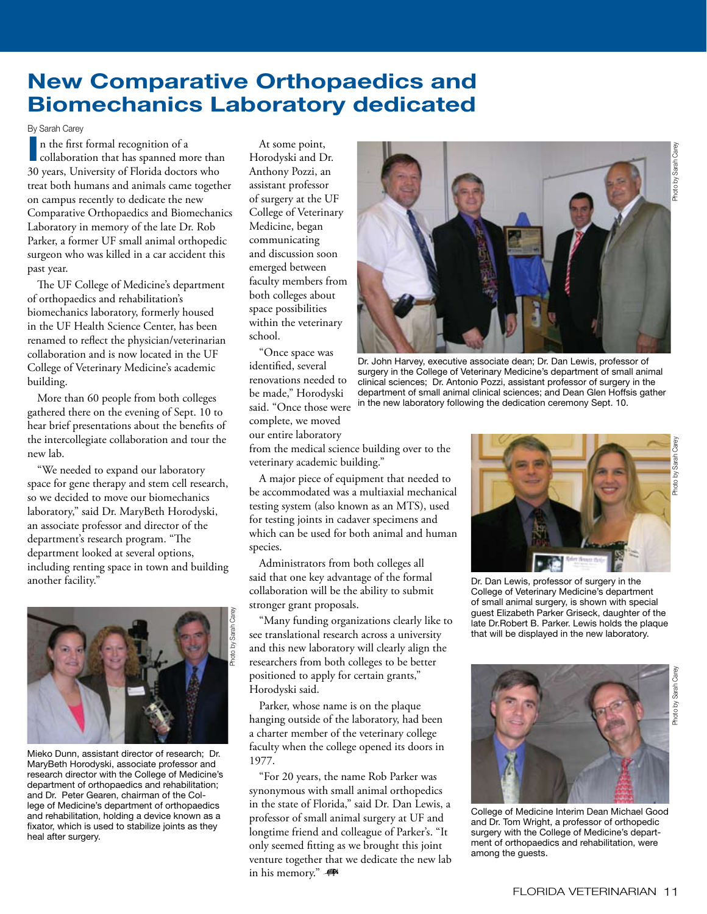# New Comparative Orthopaedics and Biomechanics Laboratory dedicated

By Sarah Carey

In the first formal recognition of a collaboration that has spanned more than 30 years, University of Florida doctors who treat both humans and animals came together on campus recently to dedicate the new Comparative Orthopaedics and Biomechanics Laboratory in memory of the late Dr. Rob Parker, a former UF small animal orthopedic surgeon who was killed in a car accident this past year.

The UF College of Medicine's department of orthopaedics and rehabilitation's biomechanics laboratory, formerly housed in the UF Health Science Center, has been renamed to reflect the physician/veterinarian collaboration and is now located in the UF College of Veterinary Medicine's academic building.

More than 60 people from both colleges gathered there on the evening of Sept. 10 to hear brief presentations about the benefits of the intercollegiate collaboration and tour the new lab.

"We needed to expand our laboratory space for gene therapy and stem cell research, so we decided to move our biomechanics laboratory," said Dr. MaryBeth Horodyski, an associate professor and director of the department's research program. "The department looked at several options, including renting space in town and building another facility."

At some point, Horodyski and Dr. Anthony Pozzi, an assistant professor of surgery at the UF College of Veterinary Medicine, began communicating and discussion soon emerged between faculty members from both colleges about space possibilities within the veterinary school.

"Once space was identified, several renovations needed to be made," Horodyski said. "Once those were complete, we moved our entire laboratory from the medical science building over to the veterinary academic building."

A major piece of equipment that needed to be accommodated was a multiaxial mechanical testing system (also known as an MTS), used for testing joints in cadaver specimens and which can be used for both animal and human species.

Administrators from both colleges all said that one key advantage of the formal collaboration will be the ability to submit stronger grant proposals.

"Many funding organizations clearly like to see translational research across a university and this new laboratory will clearly align the researchers from both colleges to be better positioned to apply for certain grants," Horodyski said.

Parker, whose name is on the plaque hanging outside of the laboratory, had been a charter member of the veterinary college faculty when the college opened its doors in 1977.

"For 20 years, the name Rob Parker was synonymous with small animal orthopedics in the state of Florida," said Dr. Dan Lewis, a professor of small animal surgery at UF and longtime friend and colleague of Parker's. "It only seemed fitting as we brought this joint venture together that we dedicate the new lab in his memory."

Photo by Sarah Carey

Dr. John Harvey, executive associate dean; Dr. Dan Lewis, professor of surgery in the College of Veterinary Medicine's department of small animal clinical sciences; Dr. Antonio Pozzi, assistant professor of surgery in the department of small animal clinical sciences; and Dean Glen Hoffsis gather in the new laboratory following the dedication ceremony Sept. 10.

Photo by Sarah Carey

Dr. Dan Lewis, professor of surgery in the College of Veterinary Medicine's department of small animal surgery, is shown with special guest Elizabeth Parker Griseck, daughter of the late Dr.Robert B. Parker. Lewis holds the plaque that will be displayed in the new laboratory.

Photo by Sarah Carey

Mieko Dunn, assistant director of research; Dr. MaryBeth Horodyski, associate professor and research director with the College of Medicine's department of orthopaedics and rehabilitation; and Dr. Peter Gearen, chairman of the College of Medicine's department of orthopaedics and rehabilitation, holding a device known as a fixator, which is used to stabilize joints as they heal after surgery.

Photo by Sarah Carey

College of Medicine Interim Dean Michael Good and Dr. Tom Wright, a professor of orthopedic surgery with the College of Medicine's department of orthopaedics and rehabilitation, were among the guests.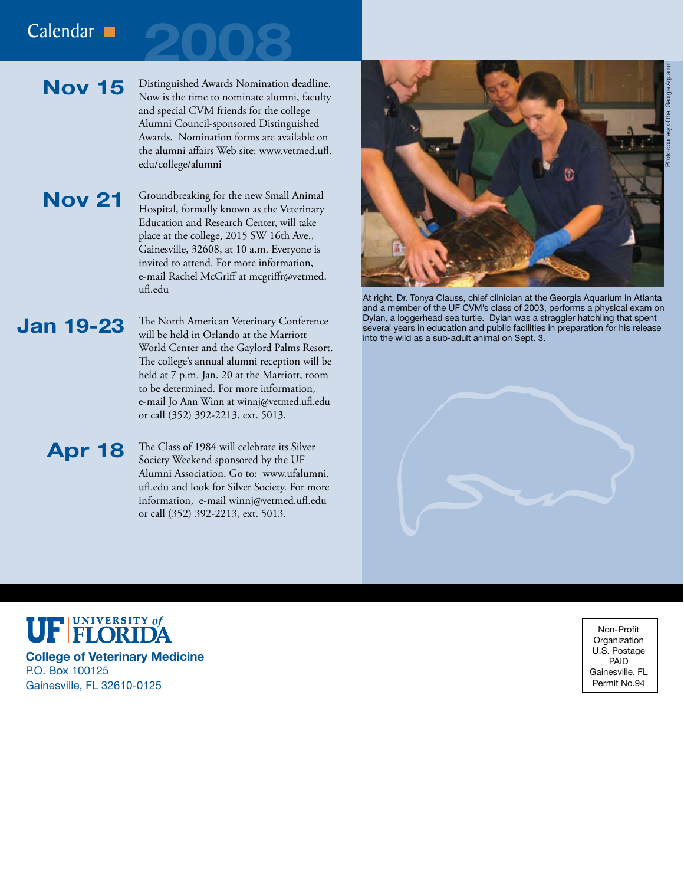# Calendar 2008

**Nov 15**

Distinguished Awards Nomination deadline. Now is the time to nominate alumni, faculty and special CVM friends for the college Alumni Council-sponsored Distinguished Awards. Nomination forms are available on the alumni affairs Web site: www.vetmed.ufl.edu/college/alumni

**Nov 21**

Groundbreaking for the new Small Animal Hospital, formally known as the Veterinary Education and Research Center, will take place at the college, 2015 SW 16th Ave., Gainesville, 32608, at 10 a.m. Everyone is invited to attend. For more information, e-mail Rachel McGriff at mcgriffr@vetmed.ufl.edu

**Jan 19-23**

The North American Veterinary Conference will be held in Orlando at the Marriott World Center and the Gaylord Palms Resort. The college's annual alumni reception will be held at 7 p.m. Jan. 20 at the Marriott, room to be determined. For more information, e-mail Jo Ann Winn at winnj@vetmed.ufl.edu or call (352) 392-2213, ext. 5013.

**Apr 18**

The Class of 1984 will celebrate its Silver Society Weekend sponsored by the UF Alumni Association. Go to: www.ufalumni.ufl.edu and look for Silver Society. For more information, e-mail winnj@vetmed.ufl.edu or call (352) 392-2213, ext. 5013.

Photo courtesy of the Georgia Aquarium

At right, Dr. Tonya Clauss, chief clinician at the Georgia Aquarium in Atlanta and a member of the UF CVM's class of 2003, performs a physical exam on Dylan, a loggerhead sea turtle. Dylan was a straggler hatchling that spent several years in education and public facilities in preparation for his release into the wild as a sub-adult animal on Sept. 3.

UF UNIVERSITY of FLORIDA

**College of Veterinary Medicine**
P.O. Box 100125
Gainesville, FL 32610-0125

Non-Profit Organization
U.S. Postage
PAID
Gainesville, FL
Permit No.94